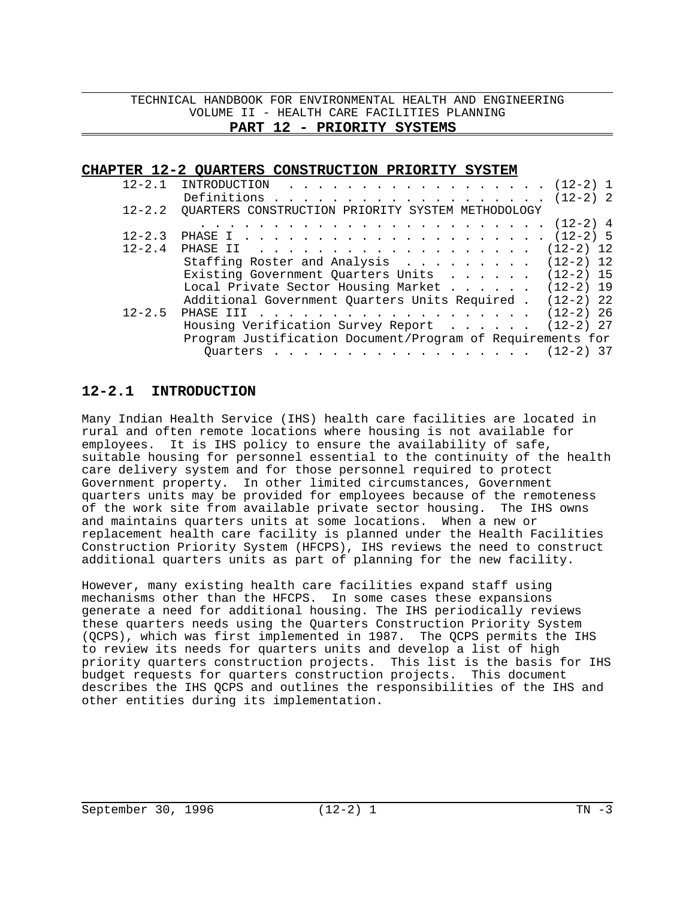TECHNICAL HANDBOOK FOR ENVIRONMENTAL HEALTH AND ENGINEERING
VOLUME II - HEALTH CARE FACILITIES PLANNING

**PART 12 - PRIORITY SYSTEMS**

## CHAPTER 12-2 QUARTERS CONSTRUCTION PRIORITY SYSTEM

| | | |
|---|---|---|
| 12-2.1 | INTRODUCTION | (12-2) 1 |
| | Definitions | (12-2) 2 |
| 12-2.2 | QUARTERS CONSTRUCTION PRIORITY SYSTEM METHODOLOGY | (12-2) 4 |
| 12-2.3 | PHASE I | (12-2) 5 |
| 12-2.4 | PHASE II | (12-2) 12 |
| | Staffing Roster and Analysis | (12-2) 12 |
| | Existing Government Quarters Units | (12-2) 15 |
| | Local Private Sector Housing Market | (12-2) 19 |
| | Additional Government Quarters Units Required | (12-2) 22 |
| 12-2.5 | PHASE III | (12-2) 26 |
| | Housing Verification Survey Report | (12-2) 27 |
| | Program Justification Document/Program of Requirements for Quarters | (12-2) 37 |

## 12-2.1 INTRODUCTION

Many Indian Health Service (IHS) health care facilities are located in rural and often remote locations where housing is not available for employees. It is IHS policy to ensure the availability of safe, suitable housing for personnel essential to the continuity of the health care delivery system and for those personnel required to protect Government property. In other limited circumstances, Government quarters units may be provided for employees because of the remoteness of the work site from available private sector housing. The IHS owns and maintains quarters units at some locations. When a new or replacement health care facility is planned under the Health Facilities Construction Priority System (HFCPS), IHS reviews the need to construct additional quarters units as part of planning for the new facility.

However, many existing health care facilities expand staff using mechanisms other than the HFCPS. In some cases these expansions generate a need for additional housing. The IHS periodically reviews these quarters needs using the Quarters Construction Priority System (QCPS), which was first implemented in 1987. The QCPS permits the IHS to review its needs for quarters units and develop a list of high priority quarters construction projects. This list is the basis for IHS budget requests for quarters construction projects. This document describes the IHS QCPS and outlines the responsibilities of the IHS and other entities during its implementation.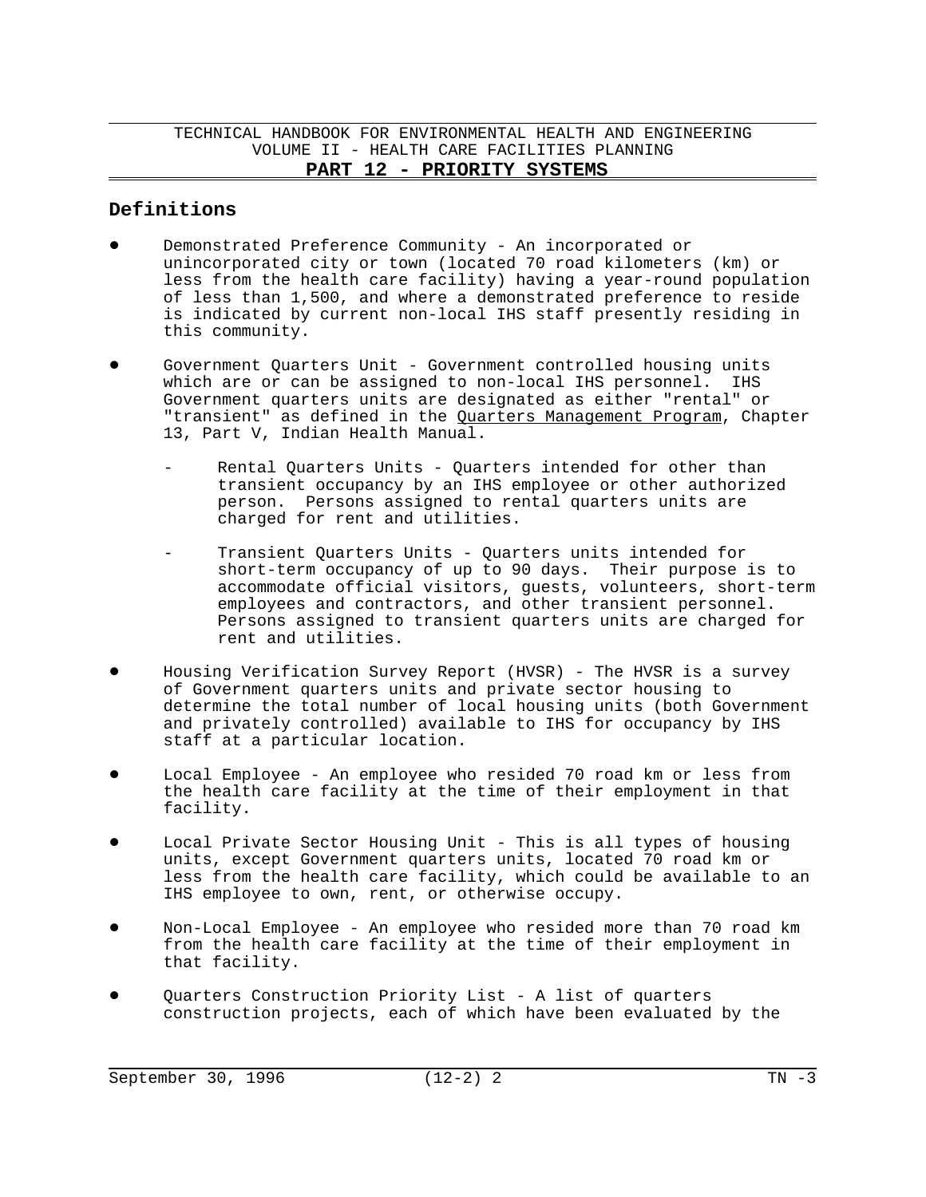## Definitions

- Demonstrated Preference Community - An incorporated or unincorporated city or town (located 70 road kilometers (km) or less from the health care facility) having a year-round population of less than 1,500, and where a demonstrated preference to reside is indicated by current non-local IHS staff presently residing in this community.

- Government Quarters Unit - Government controlled housing units which are or can be assigned to non-local IHS personnel. IHS Government quarters units are designated as either "rental" or "transient" as defined in the Quarters Management Program, Chapter 13, Part V, Indian Health Manual.

  - Rental Quarters Units - Quarters intended for other than transient occupancy by an IHS employee or other authorized person. Persons assigned to rental quarters units are charged for rent and utilities.

  - Transient Quarters Units - Quarters units intended for short-term occupancy of up to 90 days. Their purpose is to accommodate official visitors, guests, volunteers, short-term employees and contractors, and other transient personnel. Persons assigned to transient quarters units are charged for rent and utilities.

- Housing Verification Survey Report (HVSR) - The HVSR is a survey of Government quarters units and private sector housing to determine the total number of local housing units (both Government and privately controlled) available to IHS for occupancy by IHS staff at a particular location.

- Local Employee - An employee who resided 70 road km or less from the health care facility at the time of their employment in that facility.

- Local Private Sector Housing Unit - This is all types of housing units, except Government quarters units, located 70 road km or less from the health care facility, which could be available to an IHS employee to own, rent, or otherwise occupy.

- Non-Local Employee - An employee who resided more than 70 road km from the health care facility at the time of their employment in that facility.

- Quarters Construction Priority List - A list of quarters construction projects, each of which have been evaluated by the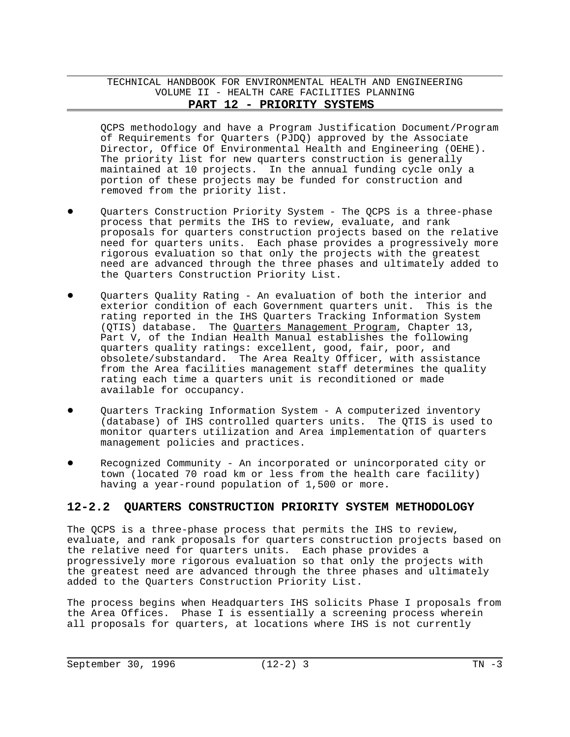QCPS methodology and have a Program Justification Document/Program of Requirements for Quarters (PJDQ) approved by the Associate Director, Office Of Environmental Health and Engineering (OEHE). The priority list for new quarters construction is generally maintained at 10 projects. In the annual funding cycle only a portion of these projects may be funded for construction and removed from the priority list.

- Quarters Construction Priority System - The QCPS is a three-phase process that permits the IHS to review, evaluate, and rank proposals for quarters construction projects based on the relative need for quarters units. Each phase provides a progressively more rigorous evaluation so that only the projects with the greatest need are advanced through the three phases and ultimately added to the Quarters Construction Priority List.

- Quarters Quality Rating - An evaluation of both the interior and exterior condition of each Government quarters unit. This is the rating reported in the IHS Quarters Tracking Information System (QTIS) database. The Quarters Management Program, Chapter 13, Part V, of the Indian Health Manual establishes the following quarters quality ratings: excellent, good, fair, poor, and obsolete/substandard. The Area Realty Officer, with assistance from the Area facilities management staff determines the quality rating each time a quarters unit is reconditioned or made available for occupancy.

- Quarters Tracking Information System - A computerized inventory (database) of IHS controlled quarters units. The QTIS is used to monitor quarters utilization and Area implementation of quarters management policies and practices.

- Recognized Community - An incorporated or unincorporated city or town (located 70 road km or less from the health care facility) having a year-round population of 1,500 or more.

## 12-2.2 QUARTERS CONSTRUCTION PRIORITY SYSTEM METHODOLOGY

The QCPS is a three-phase process that permits the IHS to review, evaluate, and rank proposals for quarters construction projects based on the relative need for quarters units. Each phase provides a progressively more rigorous evaluation so that only the projects with the greatest need are advanced through the three phases and ultimately added to the Quarters Construction Priority List.

The process begins when Headquarters IHS solicits Phase I proposals from the Area Offices. Phase I is essentially a screening process wherein all proposals for quarters, at locations where IHS is not currently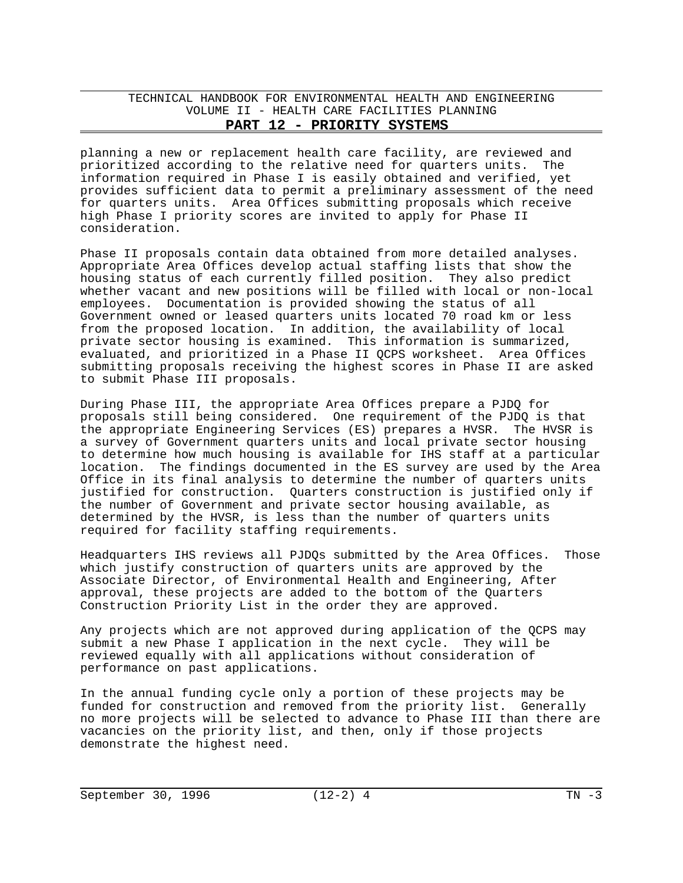planning a new or replacement health care facility, are reviewed and prioritized according to the relative need for quarters units. The information required in Phase I is easily obtained and verified, yet provides sufficient data to permit a preliminary assessment of the need for quarters units. Area Offices submitting proposals which receive high Phase I priority scores are invited to apply for Phase II consideration.

Phase II proposals contain data obtained from more detailed analyses. Appropriate Area Offices develop actual staffing lists that show the housing status of each currently filled position. They also predict whether vacant and new positions will be filled with local or non-local employees. Documentation is provided showing the status of all Government owned or leased quarters units located 70 road km or less from the proposed location. In addition, the availability of local private sector housing is examined. This information is summarized, evaluated, and prioritized in a Phase II QCPS worksheet. Area Offices submitting proposals receiving the highest scores in Phase II are asked to submit Phase III proposals.

During Phase III, the appropriate Area Offices prepare a PJDQ for proposals still being considered. One requirement of the PJDQ is that the appropriate Engineering Services (ES) prepares a HVSR. The HVSR is a survey of Government quarters units and local private sector housing to determine how much housing is available for IHS staff at a particular location. The findings documented in the ES survey are used by the Area Office in its final analysis to determine the number of quarters units justified for construction. Quarters construction is justified only if the number of Government and private sector housing available, as determined by the HVSR, is less than the number of quarters units required for facility staffing requirements.

Headquarters IHS reviews all PJDQs submitted by the Area Offices. Those which justify construction of quarters units are approved by the Associate Director, of Environmental Health and Engineering, After approval, these projects are added to the bottom of the Quarters Construction Priority List in the order they are approved.

Any projects which are not approved during application of the QCPS may submit a new Phase I application in the next cycle. They will be reviewed equally with all applications without consideration of performance on past applications.

In the annual funding cycle only a portion of these projects may be funded for construction and removed from the priority list. Generally no more projects will be selected to advance to Phase III than there are vacancies on the priority list, and then, only if those projects demonstrate the highest need.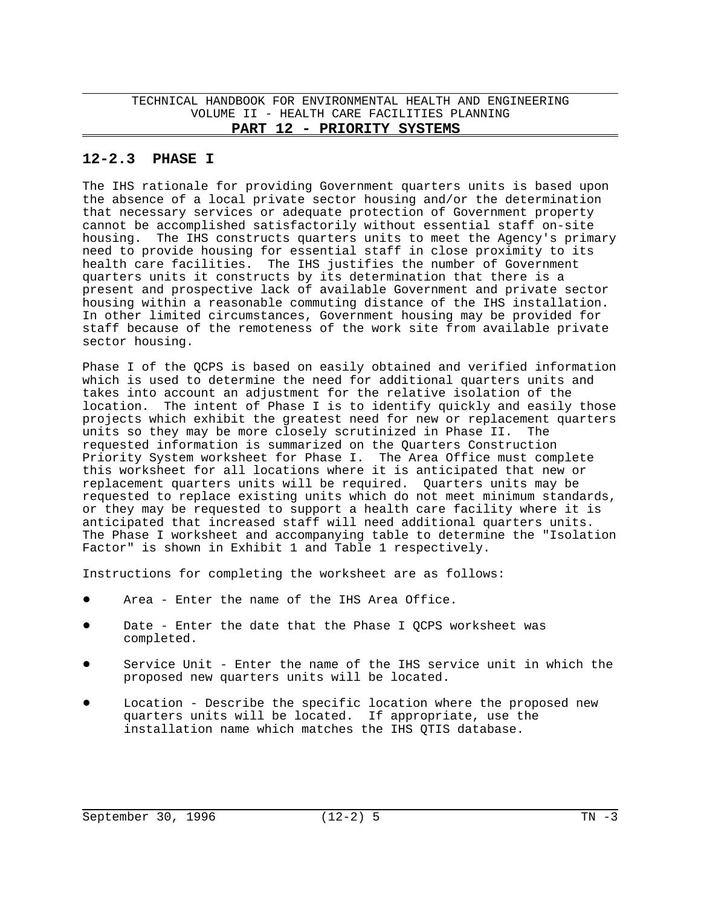## 12-2.3 PHASE I

The IHS rationale for providing Government quarters units is based upon the absence of a local private sector housing and/or the determination that necessary services or adequate protection of Government property cannot be accomplished satisfactorily without essential staff on-site housing. The IHS constructs quarters units to meet the Agency's primary need to provide housing for essential staff in close proximity to its health care facilities. The IHS justifies the number of Government quarters units it constructs by its determination that there is a present and prospective lack of available Government and private sector housing within a reasonable commuting distance of the IHS installation. In other limited circumstances, Government housing may be provided for staff because of the remoteness of the work site from available private sector housing.

Phase I of the QCPS is based on easily obtained and verified information which is used to determine the need for additional quarters units and takes into account an adjustment for the relative isolation of the location. The intent of Phase I is to identify quickly and easily those projects which exhibit the greatest need for new or replacement quarters units so they may be more closely scrutinized in Phase II. The requested information is summarized on the Quarters Construction Priority System worksheet for Phase I. The Area Office must complete this worksheet for all locations where it is anticipated that new or replacement quarters units will be required. Quarters units may be requested to replace existing units which do not meet minimum standards, or they may be requested to support a health care facility where it is anticipated that increased staff will need additional quarters units. The Phase I worksheet and accompanying table to determine the "Isolation Factor" is shown in Exhibit 1 and Table 1 respectively.

Instructions for completing the worksheet are as follows:

- Area - Enter the name of the IHS Area Office.
- Date - Enter the date that the Phase I QCPS worksheet was completed.
- Service Unit - Enter the name of the IHS service unit in which the proposed new quarters units will be located.
- Location - Describe the specific location where the proposed new quarters units will be located. If appropriate, use the installation name which matches the IHS QTIS database.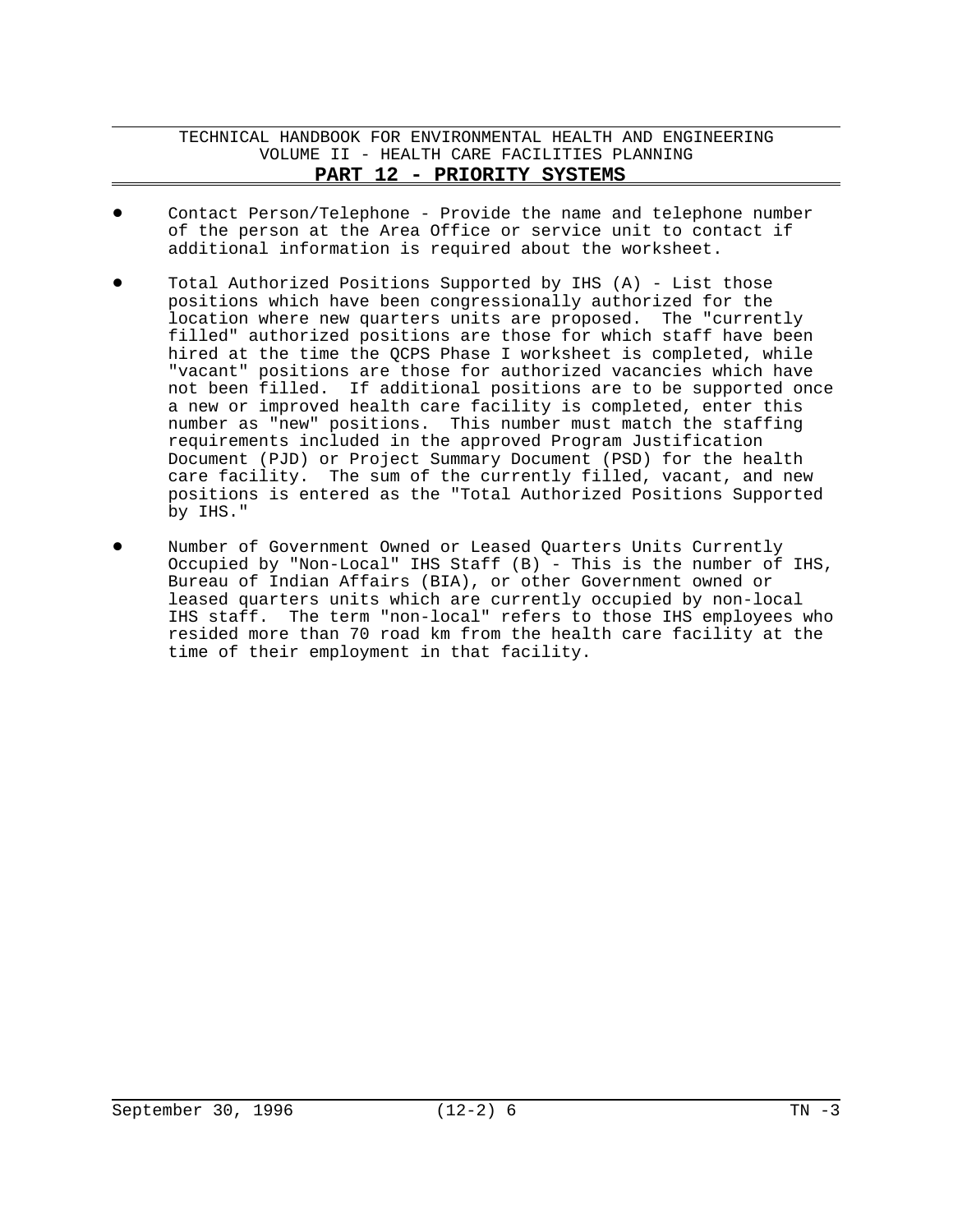- Contact Person/Telephone - Provide the name and telephone number of the person at the Area Office or service unit to contact if additional information is required about the worksheet.

- Total Authorized Positions Supported by IHS (A) - List those positions which have been congressionally authorized for the location where new quarters units are proposed. The "currently filled" authorized positions are those for which staff have been hired at the time the QCPS Phase I worksheet is completed, while "vacant" positions are those for authorized vacancies which have not been filled. If additional positions are to be supported once a new or improved health care facility is completed, enter this number as "new" positions. This number must match the staffing requirements included in the approved Program Justification Document (PJD) or Project Summary Document (PSD) for the health care facility. The sum of the currently filled, vacant, and new positions is entered as the "Total Authorized Positions Supported by IHS."

- Number of Government Owned or Leased Quarters Units Currently Occupied by "Non-Local" IHS Staff (B) - This is the number of IHS, Bureau of Indian Affairs (BIA), or other Government owned or leased quarters units which are currently occupied by non-local IHS staff. The term "non-local" refers to those IHS employees who resided more than 70 road km from the health care facility at the time of their employment in that facility.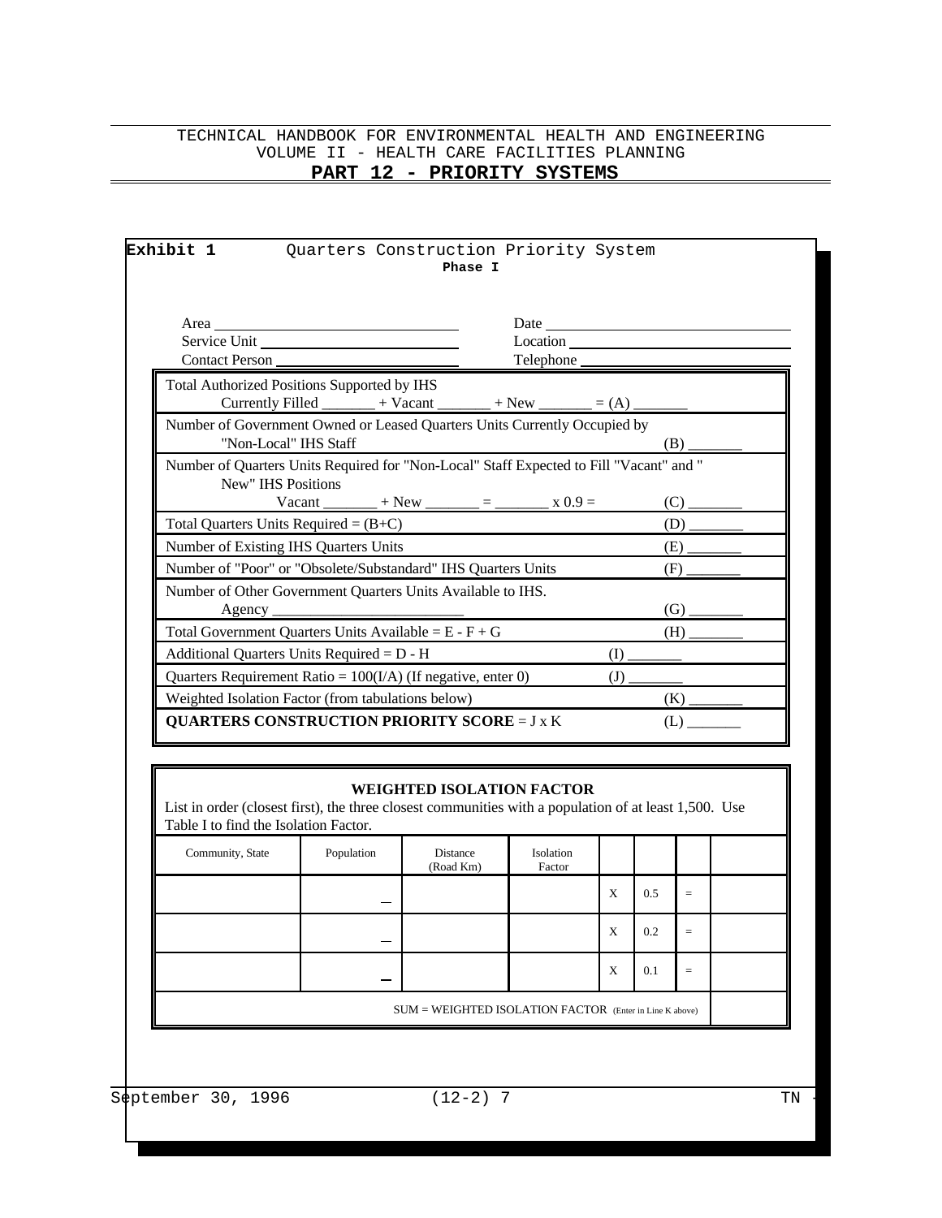**Exhibit 1** Quarters Construction Priority System

**Phase I**

Area ____________________ Date ____________________
Service Unit ____________________ Location ____________________
Contact Person ____________________ Telephone ____________________

| | |
|---|---|
| Total Authorized Positions Supported by IHS<br>Currently Filled _______ + Vacant _______ + New _______ = (A) _______ | |
| Number of Government Owned or Leased Quarters Units Currently Occupied by "Non-Local" IHS Staff | (B) _______ |
| Number of Quarters Units Required for "Non-Local" Staff Expected to Fill "Vacant" and "New" IHS Positions<br>Vacant _______ + New _______ = _______ x 0.9 = | (C) _______ |
| Total Quarters Units Required = (B+C) | (D) _______ |
| Number of Existing IHS Quarters Units | (E) _______ |
| Number of "Poor" or "Obsolete/Substandard" IHS Quarters Units | (F) _______ |
| Number of Other Government Quarters Units Available to IHS.<br>Agency ____________________ | (G) _______ |
| Total Government Quarters Units Available = E - F + G | (H) _______ |
| Additional Quarters Units Required = D - H | (I) _______ |
| Quarters Requirement Ratio = 100(I/A) (If negative, enter 0) | (J) _______ |
| Weighted Isolation Factor (from tabulations below) | (K) _______ |
| **QUARTERS CONSTRUCTION PRIORITY SCORE** = J x K | (L) _______ |

**WEIGHTED ISOLATION FACTOR**

List in order (closest first), the three closest communities with a population of at least 1,500. Use Table I to find the Isolation Factor.

| Community, State | Population | Distance (Road Km) | Isolation Factor | | | | |
|---|---|---|---|---|---|---|---|
| | | | | X | 0.5 | = | |
| | | | | X | 0.2 | = | |
| | | | | X | 0.1 | = | |
| SUM = WEIGHTED ISOLATION FACTOR (Enter in Line K above) | | | | | | | |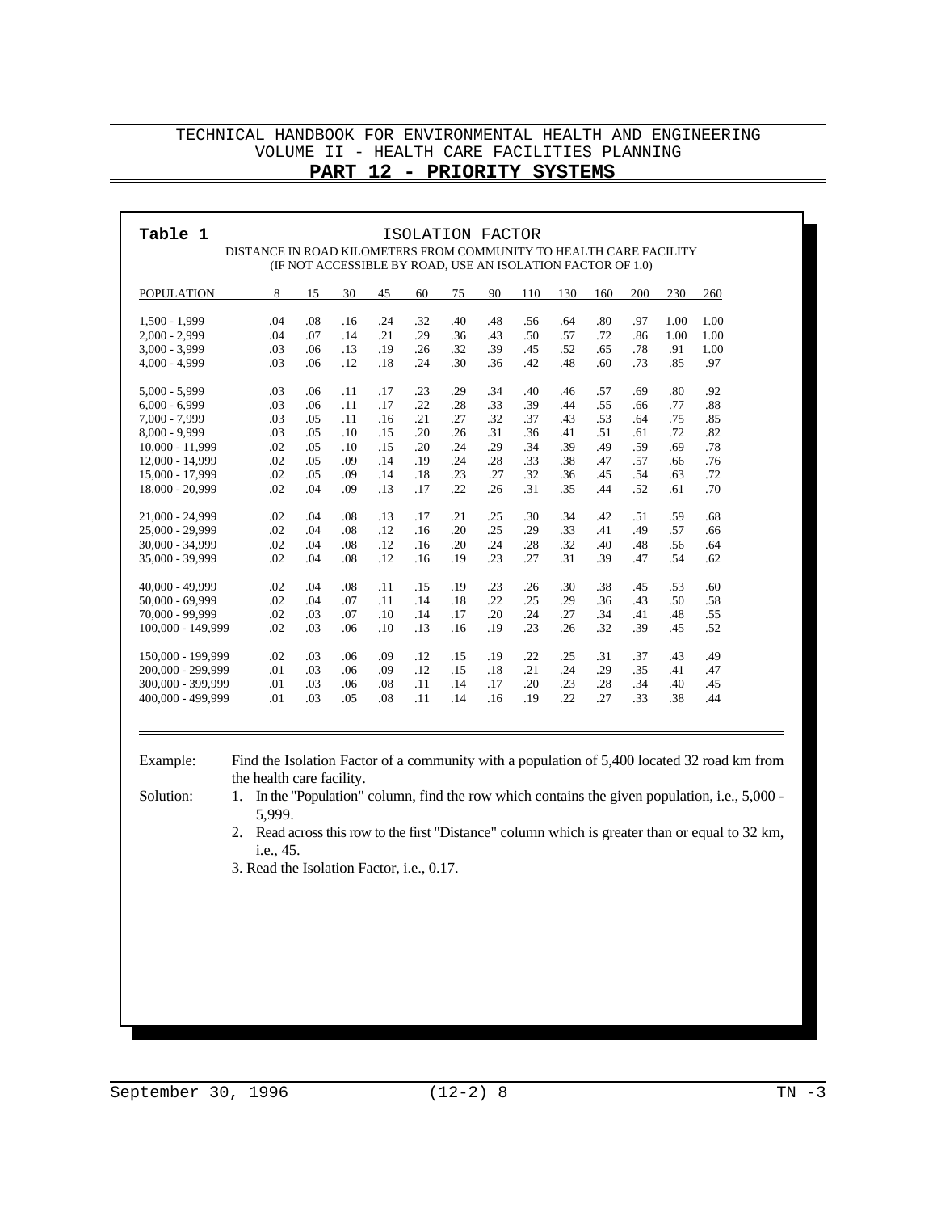**Table 1** ISOLATION FACTOR

DISTANCE IN ROAD KILOMETERS FROM COMMUNITY TO HEALTH CARE FACILITY
(IF NOT ACCESSIBLE BY ROAD, USE AN ISOLATION FACTOR OF 1.0)

| POPULATION | 8 | 15 | 30 | 45 | 60 | 75 | 90 | 110 | 130 | 160 | 200 | 230 | 260 |
|---|---|---|---|---|---|---|---|---|---|---|---|---|---|
| 1,500 - 1,999 | .04 | .08 | .16 | .24 | .32 | .40 | .48 | .56 | .64 | .80 | .97 | 1.00 | 1.00 |
| 2,000 - 2,999 | .04 | .07 | .14 | .21 | .29 | .36 | .43 | .50 | .57 | .72 | .86 | 1.00 | 1.00 |
| 3,000 - 3,999 | .03 | .06 | .13 | .19 | .26 | .32 | .39 | .45 | .52 | .65 | .78 | .91 | 1.00 |
| 4,000 - 4,999 | .03 | .06 | .12 | .18 | .24 | .30 | .36 | .42 | .48 | .60 | .73 | .85 | .97 |
| 5,000 - 5,999 | .03 | .06 | .11 | .17 | .23 | .29 | .34 | .40 | .46 | .57 | .69 | .80 | .92 |
| 6,000 - 6,999 | .03 | .06 | .11 | .17 | .22 | .28 | .33 | .39 | .44 | .55 | .66 | .77 | .88 |
| 7,000 - 7,999 | .03 | .05 | .11 | .16 | .21 | .27 | .32 | .37 | .43 | .53 | .64 | .75 | .85 |
| 8,000 - 9,999 | .03 | .05 | .10 | .15 | .20 | .26 | .31 | .36 | .41 | .51 | .61 | .72 | .82 |
| 10,000 - 11,999 | .02 | .05 | .10 | .15 | .20 | .24 | .29 | .34 | .39 | .49 | .59 | .69 | .78 |
| 12,000 - 14,999 | .02 | .05 | .09 | .14 | .19 | .24 | .28 | .33 | .38 | .47 | .57 | .66 | .76 |
| 15,000 - 17,999 | .02 | .05 | .09 | .14 | .18 | .23 | .27 | .32 | .36 | .45 | .54 | .63 | .72 |
| 18,000 - 20,999 | .02 | .04 | .09 | .13 | .17 | .22 | .26 | .31 | .35 | .44 | .52 | .61 | .70 |
| 21,000 - 24,999 | .02 | .04 | .08 | .13 | .17 | .21 | .25 | .30 | .34 | .42 | .51 | .59 | .68 |
| 25,000 - 29,999 | .02 | .04 | .08 | .12 | .16 | .20 | .25 | .29 | .33 | .41 | .49 | .57 | .66 |
| 30,000 - 34,999 | .02 | .04 | .08 | .12 | .16 | .20 | .24 | .28 | .32 | .40 | .48 | .56 | .64 |
| 35,000 - 39,999 | .02 | .04 | .08 | .12 | .16 | .19 | .23 | .27 | .31 | .39 | .47 | .54 | .62 |
| 40,000 - 49,999 | .02 | .04 | .08 | .11 | .15 | .19 | .23 | .26 | .30 | .38 | .45 | .53 | .60 |
| 50,000 - 69,999 | .02 | .04 | .07 | .11 | .14 | .18 | .22 | .25 | .29 | .36 | .43 | .50 | .58 |
| 70,000 - 99,999 | .02 | .03 | .07 | .10 | .14 | .17 | .20 | .24 | .27 | .34 | .41 | .48 | .55 |
| 100,000 - 149,999 | .02 | .03 | .06 | .10 | .13 | .16 | .19 | .23 | .26 | .32 | .39 | .45 | .52 |
| 150,000 - 199,999 | .02 | .03 | .06 | .09 | .12 | .15 | .19 | .22 | .25 | .31 | .37 | .43 | .49 |
| 200,000 - 299,999 | .01 | .03 | .06 | .09 | .12 | .15 | .18 | .21 | .24 | .29 | .35 | .41 | .47 |
| 300,000 - 399,999 | .01 | .03 | .06 | .08 | .11 | .14 | .17 | .20 | .23 | .28 | .34 | .40 | .45 |
| 400,000 - 499,999 | .01 | .03 | .05 | .08 | .11 | .14 | .16 | .19 | .22 | .27 | .33 | .38 | .44 |

Example: Find the Isolation Factor of a community with a population of 5,400 located 32 road km from the health care facility.

Solution:

1. In the "Population" column, find the row which contains the given population, i.e., 5,000 - 5,999.
2. Read across this row to the first "Distance" column which is greater than or equal to 32 km, i.e., 45.
3. Read the Isolation Factor, i.e., 0.17.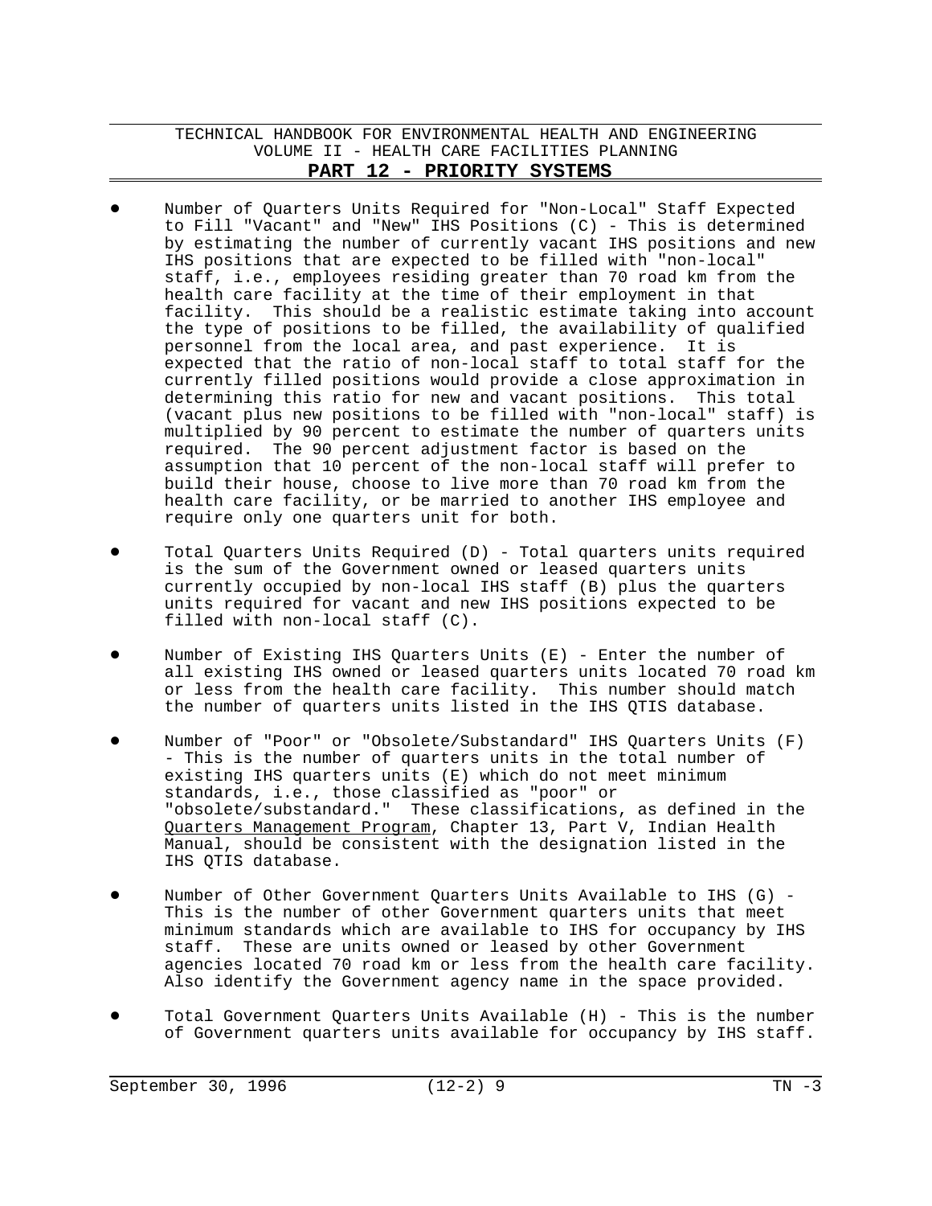- Number of Quarters Units Required for "Non-Local" Staff Expected to Fill "Vacant" and "New" IHS Positions (C) - This is determined by estimating the number of currently vacant IHS positions and new IHS positions that are expected to be filled with "non-local" staff, i.e., employees residing greater than 70 road km from the health care facility at the time of their employment in that facility. This should be a realistic estimate taking into account the type of positions to be filled, the availability of qualified personnel from the local area, and past experience. It is expected that the ratio of non-local staff to total staff for the currently filled positions would provide a close approximation in determining this ratio for new and vacant positions. This total (vacant plus new positions to be filled with "non-local" staff) is multiplied by 90 percent to estimate the number of quarters units required. The 90 percent adjustment factor is based on the assumption that 10 percent of the non-local staff will prefer to build their house, choose to live more than 70 road km from the health care facility, or be married to another IHS employee and require only one quarters unit for both.

- Total Quarters Units Required (D) - Total quarters units required is the sum of the Government owned or leased quarters units currently occupied by non-local IHS staff (B) plus the quarters units required for vacant and new IHS positions expected to be filled with non-local staff (C).

- Number of Existing IHS Quarters Units (E) - Enter the number of all existing IHS owned or leased quarters units located 70 road km or less from the health care facility. This number should match the number of quarters units listed in the IHS QTIS database.

- Number of "Poor" or "Obsolete/Substandard" IHS Quarters Units (F) - This is the number of quarters units in the total number of existing IHS quarters units (E) which do not meet minimum standards, i.e., those classified as "poor" or "obsolete/substandard." These classifications, as defined in the Quarters Management Program, Chapter 13, Part V, Indian Health Manual, should be consistent with the designation listed in the IHS QTIS database.

- Number of Other Government Quarters Units Available to IHS (G) - This is the number of other Government quarters units that meet minimum standards which are available to IHS for occupancy by IHS staff. These are units owned or leased by other Government agencies located 70 road km or less from the health care facility. Also identify the Government agency name in the space provided.

- Total Government Quarters Units Available (H) - This is the number of Government quarters units available for occupancy by IHS staff.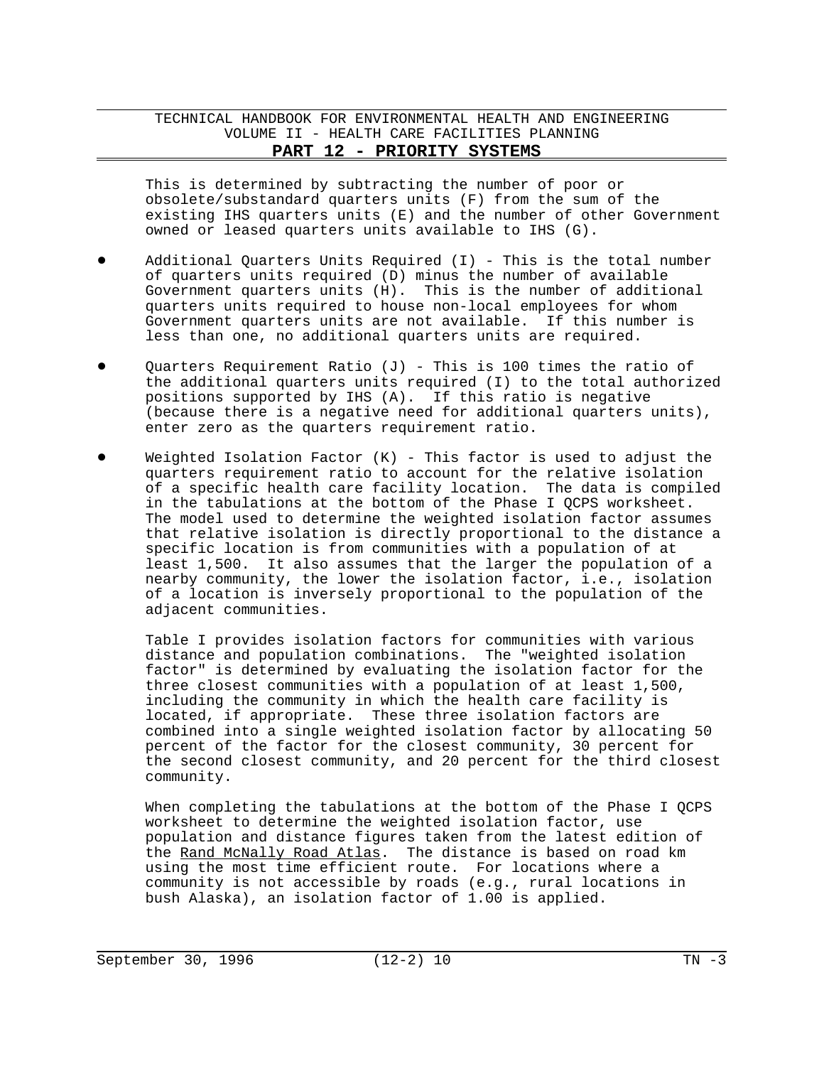This is determined by subtracting the number of poor or obsolete/substandard quarters units (F) from the sum of the existing IHS quarters units (E) and the number of other Government owned or leased quarters units available to IHS (G).

- Additional Quarters Units Required (I) - This is the total number of quarters units required (D) minus the number of available Government quarters units (H). This is the number of additional quarters units required to house non-local employees for whom Government quarters units are not available. If this number is less than one, no additional quarters units are required.

- Quarters Requirement Ratio (J) - This is 100 times the ratio of the additional quarters units required (I) to the total authorized positions supported by IHS (A). If this ratio is negative (because there is a negative need for additional quarters units), enter zero as the quarters requirement ratio.

- Weighted Isolation Factor (K) - This factor is used to adjust the quarters requirement ratio to account for the relative isolation of a specific health care facility location. The data is compiled in the tabulations at the bottom of the Phase I QCPS worksheet. The model used to determine the weighted isolation factor assumes that relative isolation is directly proportional to the distance a specific location is from communities with a population of at least 1,500. It also assumes that the larger the population of a nearby community, the lower the isolation factor, i.e., isolation of a location is inversely proportional to the population of the adjacent communities.

  Table I provides isolation factors for communities with various distance and population combinations. The "weighted isolation factor" is determined by evaluating the isolation factor for the three closest communities with a population of at least 1,500, including the community in which the health care facility is located, if appropriate. These three isolation factors are combined into a single weighted isolation factor by allocating 50 percent of the factor for the closest community, 30 percent for the second closest community, and 20 percent for the third closest community.

  When completing the tabulations at the bottom of the Phase I QCPS worksheet to determine the weighted isolation factor, use population and distance figures taken from the latest edition of the Rand McNally Road Atlas. The distance is based on road km using the most time efficient route. For locations where a community is not accessible by roads (e.g., rural locations in bush Alaska), an isolation factor of 1.00 is applied.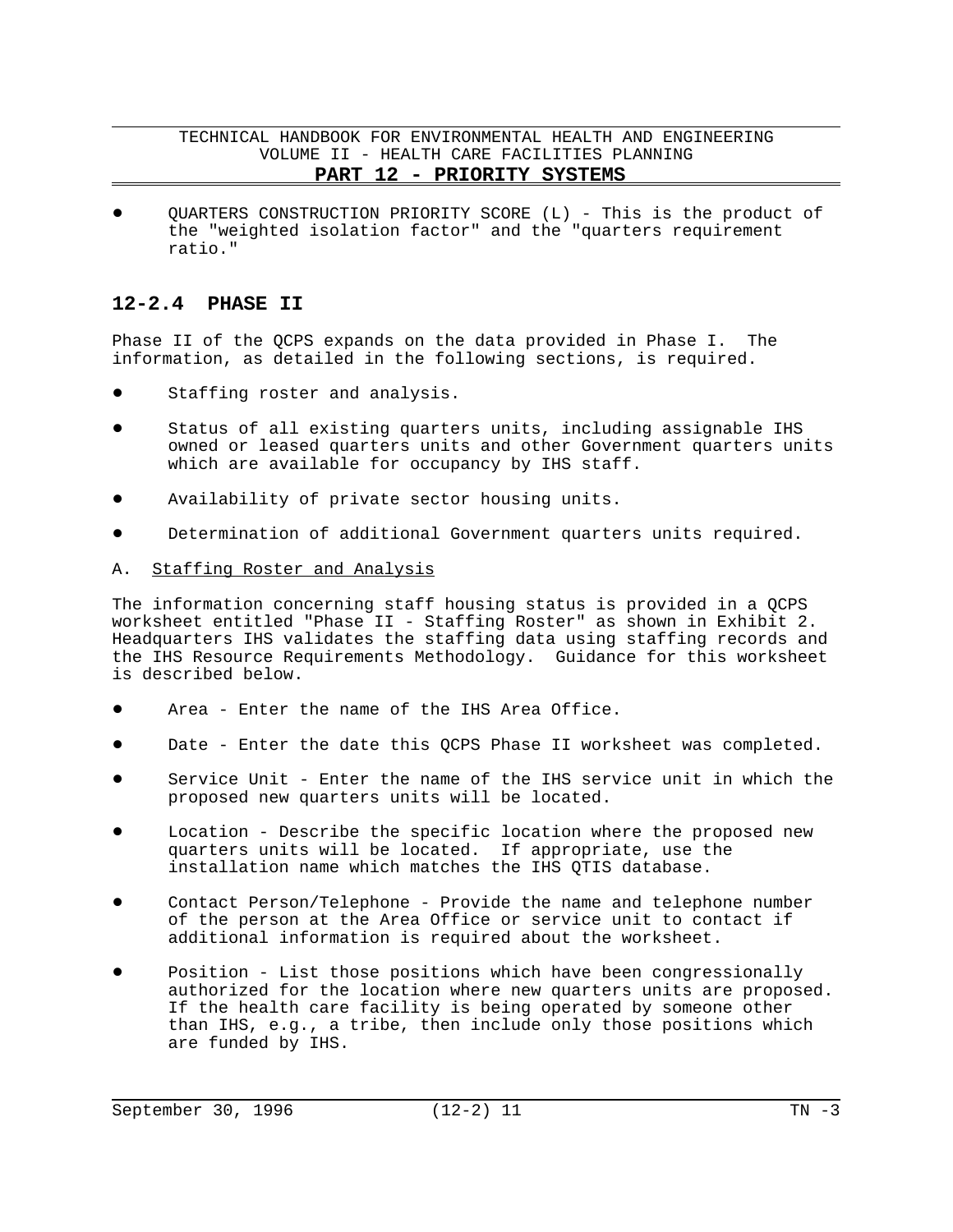- QUARTERS CONSTRUCTION PRIORITY SCORE (L) - This is the product of the "weighted isolation factor" and the "quarters requirement ratio."

## 12-2.4 PHASE II

Phase II of the QCPS expands on the data provided in Phase I. The information, as detailed in the following sections, is required.

- Staffing roster and analysis.
- Status of all existing quarters units, including assignable IHS owned or leased quarters units and other Government quarters units which are available for occupancy by IHS staff.
- Availability of private sector housing units.
- Determination of additional Government quarters units required.

A. Staffing Roster and Analysis

The information concerning staff housing status is provided in a QCPS worksheet entitled "Phase II - Staffing Roster" as shown in Exhibit 2. Headquarters IHS validates the staffing data using staffing records and the IHS Resource Requirements Methodology. Guidance for this worksheet is described below.

- Area - Enter the name of the IHS Area Office.
- Date - Enter the date this QCPS Phase II worksheet was completed.
- Service Unit - Enter the name of the IHS service unit in which the proposed new quarters units will be located.
- Location - Describe the specific location where the proposed new quarters units will be located. If appropriate, use the installation name which matches the IHS QTIS database.
- Contact Person/Telephone - Provide the name and telephone number of the person at the Area Office or service unit to contact if additional information is required about the worksheet.
- Position - List those positions which have been congressionally authorized for the location where new quarters units are proposed. If the health care facility is being operated by someone other than IHS, e.g., a tribe, then include only those positions which are funded by IHS.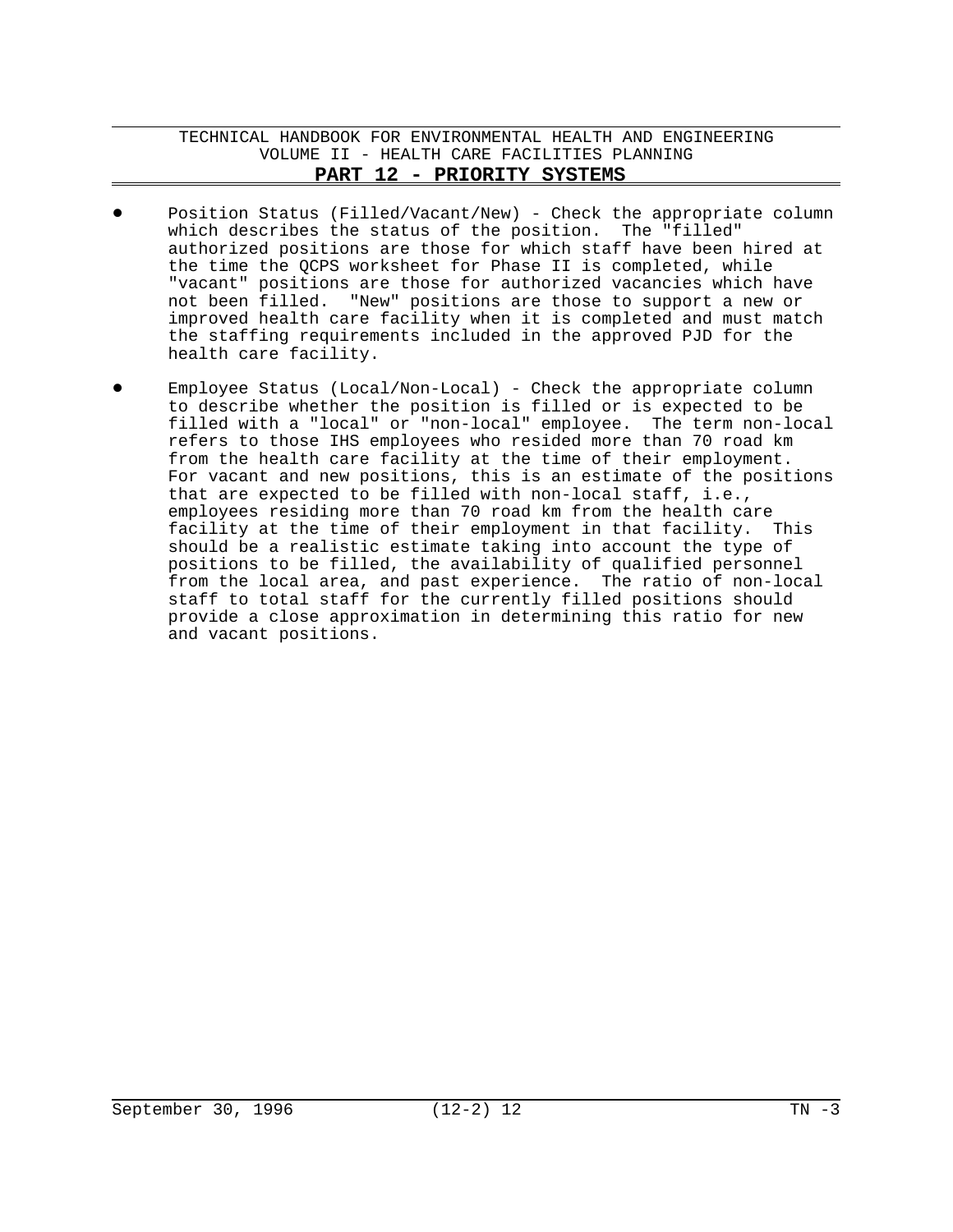- Position Status (Filled/Vacant/New) - Check the appropriate column which describes the status of the position. The "filled" authorized positions are those for which staff have been hired at the time the QCPS worksheet for Phase II is completed, while "vacant" positions are those for authorized vacancies which have not been filled. "New" positions are those to support a new or improved health care facility when it is completed and must match the staffing requirements included in the approved PJD for the health care facility.

- Employee Status (Local/Non-Local) - Check the appropriate column to describe whether the position is filled or is expected to be filled with a "local" or "non-local" employee. The term non-local refers to those IHS employees who resided more than 70 road km from the health care facility at the time of their employment. For vacant and new positions, this is an estimate of the positions that are expected to be filled with non-local staff, i.e., employees residing more than 70 road km from the health care facility at the time of their employment in that facility. This should be a realistic estimate taking into account the type of positions to be filled, the availability of qualified personnel from the local area, and past experience. The ratio of non-local staff to total staff for the currently filled positions should provide a close approximation in determining this ratio for new and vacant positions.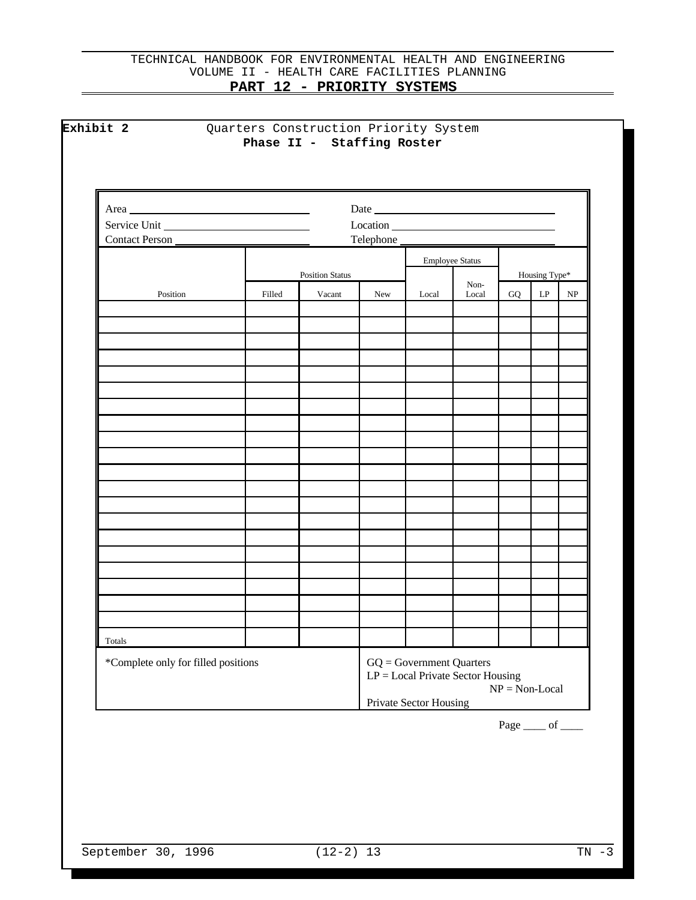**Exhibit 2** Quarters Construction Priority System

**Phase II - Staffing Roster**

Area ______________________ Date ______________________

Service Unit ______________________ Location ______________________

Contact Person ______________________ Telephone ______________________

| Position | Position Status | | | Employee Status | | Housing Type* | | |
|---|---|---|---|---|---|---|---|---|
| | Filled | Vacant | New | Local | Non-Local | GQ | LP | NP |
| | | | | | | | | |
| | | | | | | | | |
| | | | | | | | | |
| | | | | | | | | |
| | | | | | | | | |
| | | | | | | | | |
| | | | | | | | | |
| | | | | | | | | |
| | | | | | | | | |
| | | | | | | | | |
| | | | | | | | | |
| | | | | | | | | |
| | | | | | | | | |
| | | | | | | | | |
| | | | | | | | | |
| | | | | | | | | |
| | | | | | | | | |
| | | | | | | | | |
| | | | | | | | | |
| | | | | | | | | |
| Totals | | | | | | | | |

*Complete only for filled positions

GQ = Government Quarters
LP = Local Private Sector Housing
NP = Non-Local Private Sector Housing

Page ____ of ____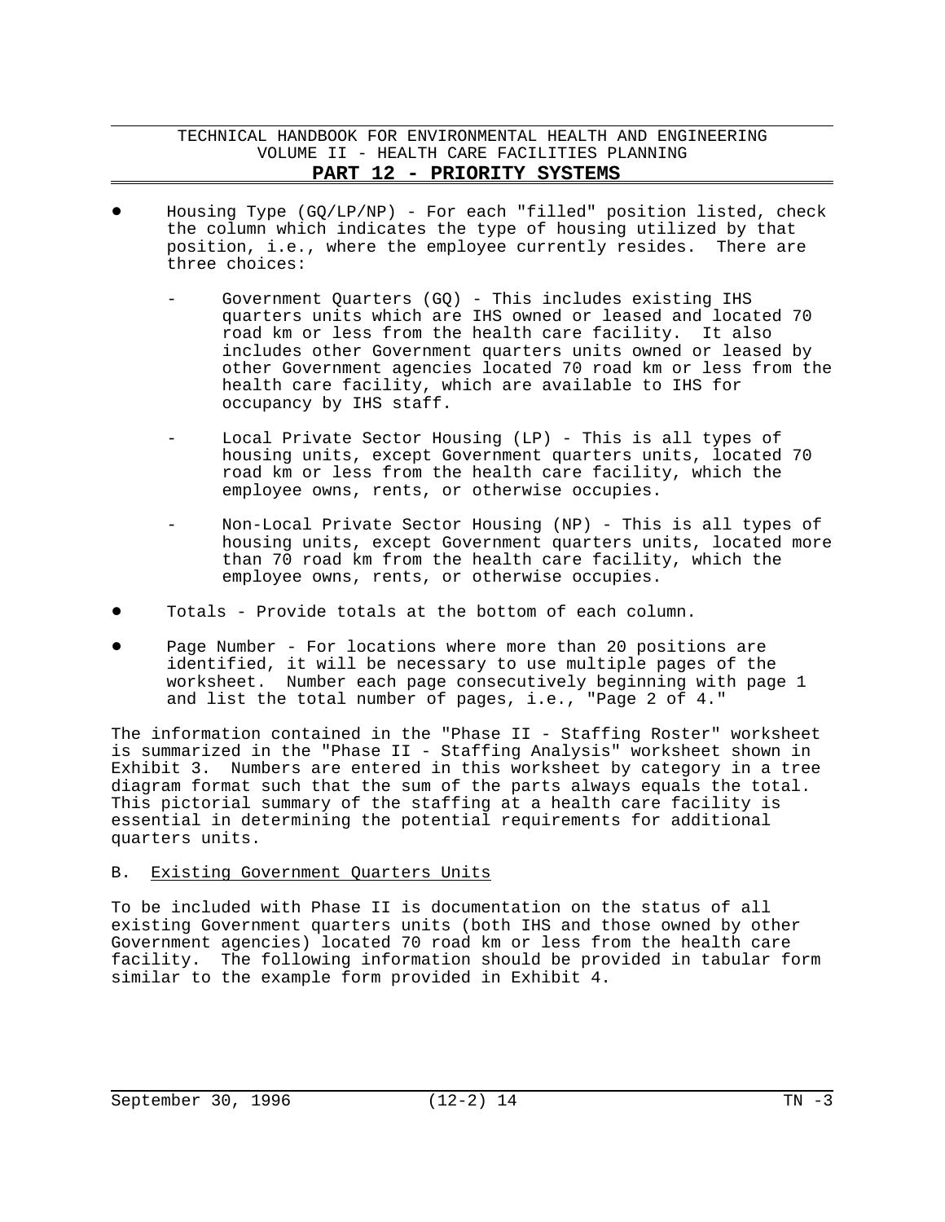- Housing Type (GQ/LP/NP) - For each "filled" position listed, check the column which indicates the type of housing utilized by that position, i.e., where the employee currently resides. There are three choices:

    - Government Quarters (GQ) - This includes existing IHS quarters units which are IHS owned or leased and located 70 road km or less from the health care facility. It also includes other Government quarters units owned or leased by other Government agencies located 70 road km or less from the health care facility, which are available to IHS for occupancy by IHS staff.

    - Local Private Sector Housing (LP) - This is all types of housing units, except Government quarters units, located 70 road km or less from the health care facility, which the employee owns, rents, or otherwise occupies.

    - Non-Local Private Sector Housing (NP) - This is all types of housing units, except Government quarters units, located more than 70 road km from the health care facility, which the employee owns, rents, or otherwise occupies.

- Totals - Provide totals at the bottom of each column.

- Page Number - For locations where more than 20 positions are identified, it will be necessary to use multiple pages of the worksheet. Number each page consecutively beginning with page 1 and list the total number of pages, i.e., "Page 2 of 4."

The information contained in the "Phase II - Staffing Roster" worksheet is summarized in the "Phase II - Staffing Analysis" worksheet shown in Exhibit 3. Numbers are entered in this worksheet by category in a tree diagram format such that the sum of the parts always equals the total. This pictorial summary of the staffing at a health care facility is essential in determining the potential requirements for additional quarters units.

B. Existing Government Quarters Units

To be included with Phase II is documentation on the status of all existing Government quarters units (both IHS and those owned by other Government agencies) located 70 road km or less from the health care facility. The following information should be provided in tabular form similar to the example form provided in Exhibit 4.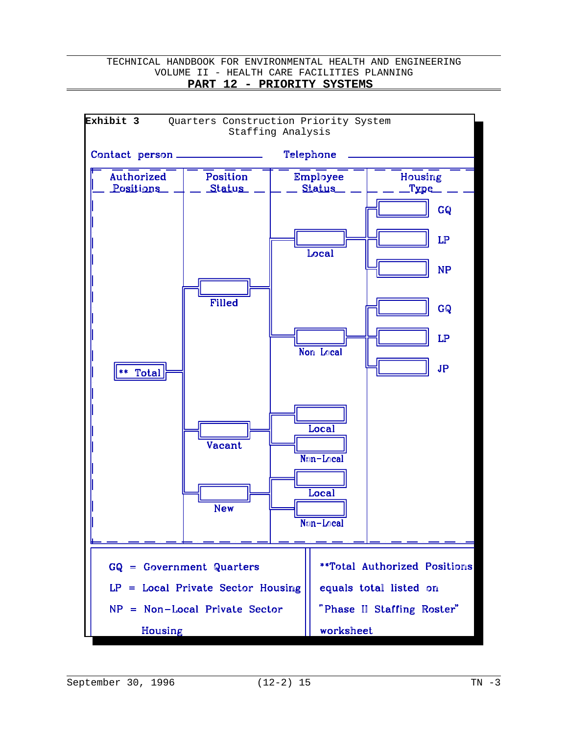**Exhibit 3** Quarters Construction Priority System
Staffing Analysis

Contact person ________________ Telephone ________________

| Authorized Positions | Position Status | Employee Status | Housing Type |
|---|---|---|---|
| ** Total | Filled | Local | GQ |
| | | | LP |
| | | | NP |
| | | Non Local | GQ |
| | | | LP |
| | | | JP |
| | Vacant | Local | |
| | | Non-Local | |
| | New | Local | |
| | | Non-Local | |

GQ = Government Quarters

LP = Local Private Sector Housing

NP = Non-Local Private Sector Housing

**Total Authorized Positions equals total listed on "Phase II Staffing Roster" worksheet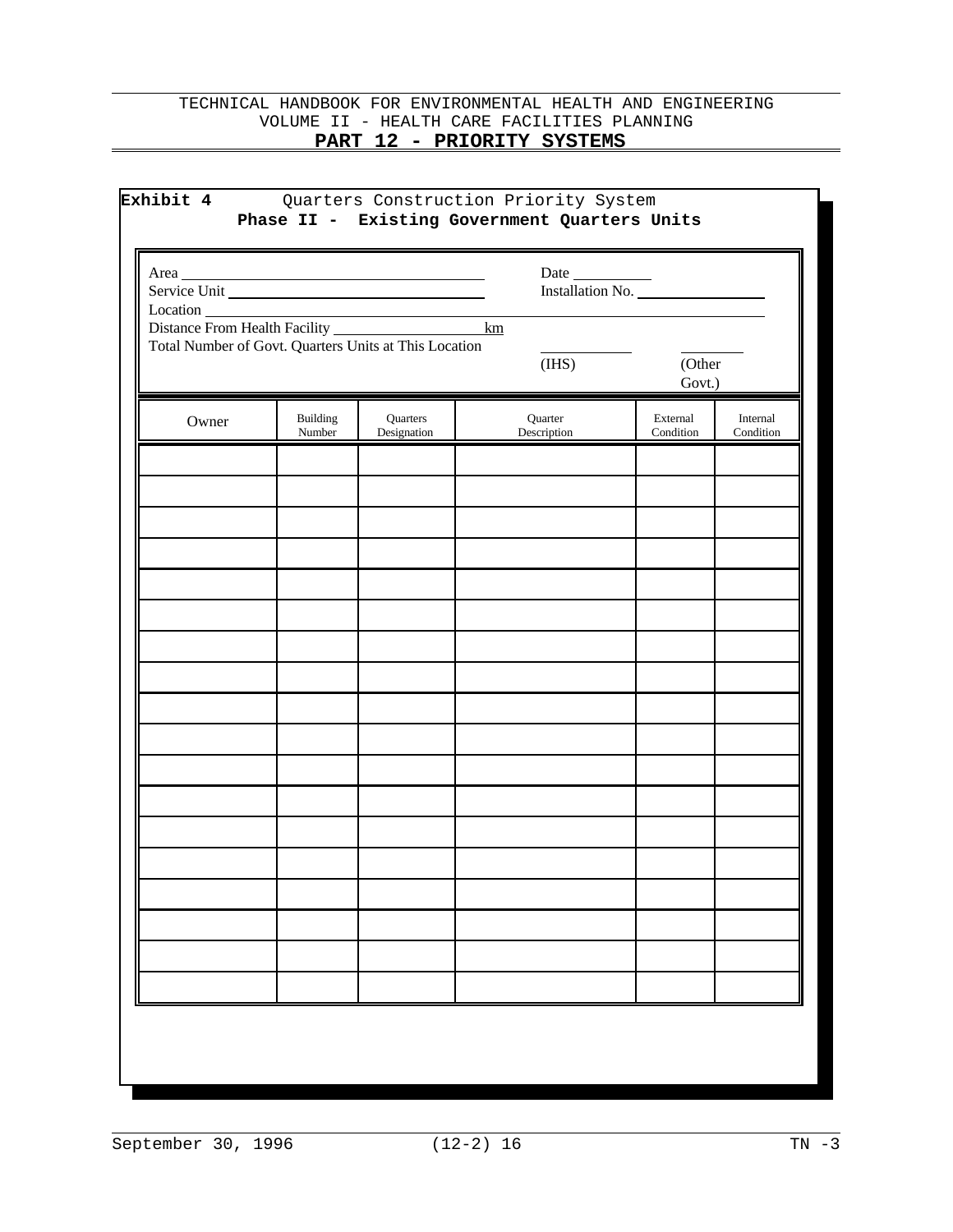**Exhibit 4** Quarters Construction Priority System

**Phase II - Existing Government Quarters Units**

Area ______________________________ Date __________

Service Unit ______________________________ Installation No. ________________

Location ____________________________________________________________

Distance From Health Facility ____________________ km

Total Number of Govt. Quarters Units at This Location __________ (IHS) __________ (Other Govt.)

| Owner | Building Number | Quarters Designation | Quarter Description | External Condition | Internal Condition |
|---|---|---|---|---|---|
| | | | | | |
| | | | | | |
| | | | | | |
| | | | | | |
| | | | | | |
| | | | | | |
| | | | | | |
| | | | | | |
| | | | | | |
| | | | | | |
| | | | | | |
| | | | | | |
| | | | | | |
| | | | | | |
| | | | | | |
| | | | | | |
| | | | | | |
| | | | | | |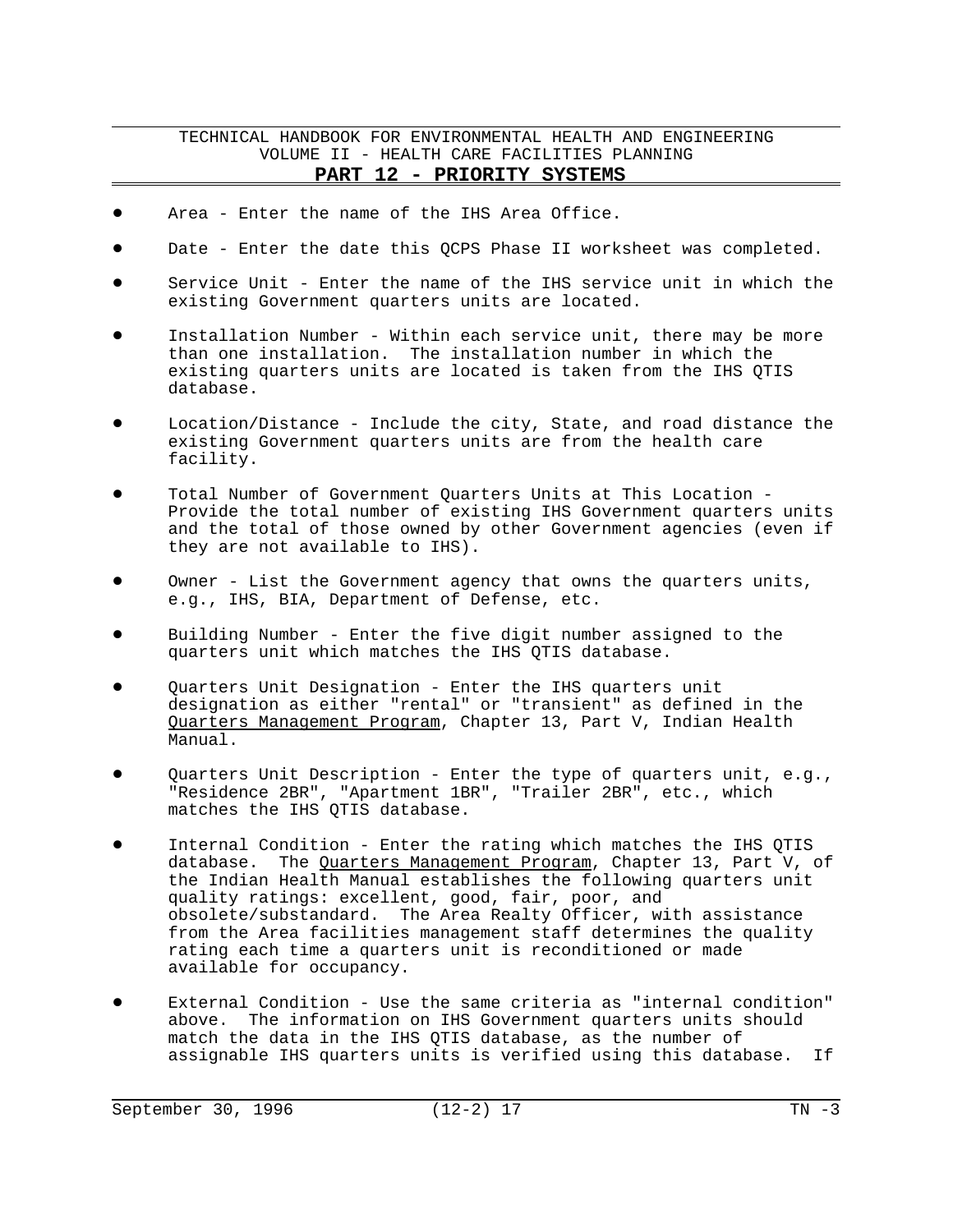- Area - Enter the name of the IHS Area Office.

- Date - Enter the date this QCPS Phase II worksheet was completed.

- Service Unit - Enter the name of the IHS service unit in which the existing Government quarters units are located.

- Installation Number - Within each service unit, there may be more than one installation. The installation number in which the existing quarters units are located is taken from the IHS QTIS database.

- Location/Distance - Include the city, State, and road distance the existing Government quarters units are from the health care facility.

- Total Number of Government Quarters Units at This Location - Provide the total number of existing IHS Government quarters units and the total of those owned by other Government agencies (even if they are not available to IHS).

- Owner - List the Government agency that owns the quarters units, e.g., IHS, BIA, Department of Defense, etc.

- Building Number - Enter the five digit number assigned to the quarters unit which matches the IHS QTIS database.

- Quarters Unit Designation - Enter the IHS quarters unit designation as either "rental" or "transient" as defined in the Quarters Management Program, Chapter 13, Part V, Indian Health Manual.

- Quarters Unit Description - Enter the type of quarters unit, e.g., "Residence 2BR", "Apartment 1BR", "Trailer 2BR", etc., which matches the IHS QTIS database.

- Internal Condition - Enter the rating which matches the IHS QTIS database. The Quarters Management Program, Chapter 13, Part V, of the Indian Health Manual establishes the following quarters unit quality ratings: excellent, good, fair, poor, and obsolete/substandard. The Area Realty Officer, with assistance from the Area facilities management staff determines the quality rating each time a quarters unit is reconditioned or made available for occupancy.

- External Condition - Use the same criteria as "internal condition" above. The information on IHS Government quarters units should match the data in the IHS QTIS database, as the number of assignable IHS quarters units is verified using this database. If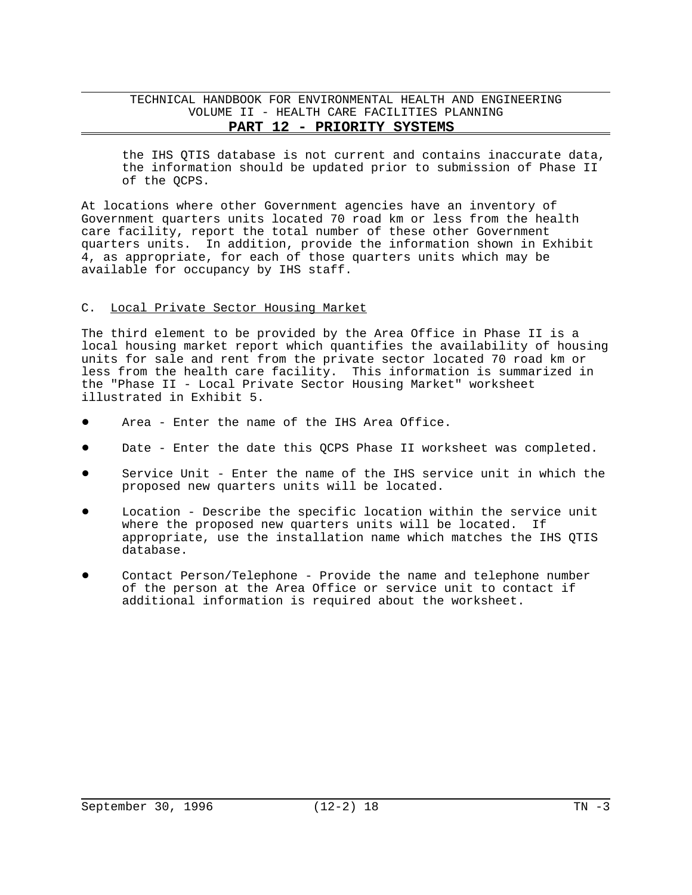the IHS QTIS database is not current and contains inaccurate data, the information should be updated prior to submission of Phase II of the QCPS.

At locations where other Government agencies have an inventory of Government quarters units located 70 road km or less from the health care facility, report the total number of these other Government quarters units. In addition, provide the information shown in Exhibit 4, as appropriate, for each of those quarters units which may be available for occupancy by IHS staff.

C. Local Private Sector Housing Market

The third element to be provided by the Area Office in Phase II is a local housing market report which quantifies the availability of housing units for sale and rent from the private sector located 70 road km or less from the health care facility. This information is summarized in the "Phase II - Local Private Sector Housing Market" worksheet illustrated in Exhibit 5.

- Area - Enter the name of the IHS Area Office.
- Date - Enter the date this QCPS Phase II worksheet was completed.
- Service Unit - Enter the name of the IHS service unit in which the proposed new quarters units will be located.
- Location - Describe the specific location within the service unit where the proposed new quarters units will be located. If appropriate, use the installation name which matches the IHS QTIS database.
- Contact Person/Telephone - Provide the name and telephone number of the person at the Area Office or service unit to contact if additional information is required about the worksheet.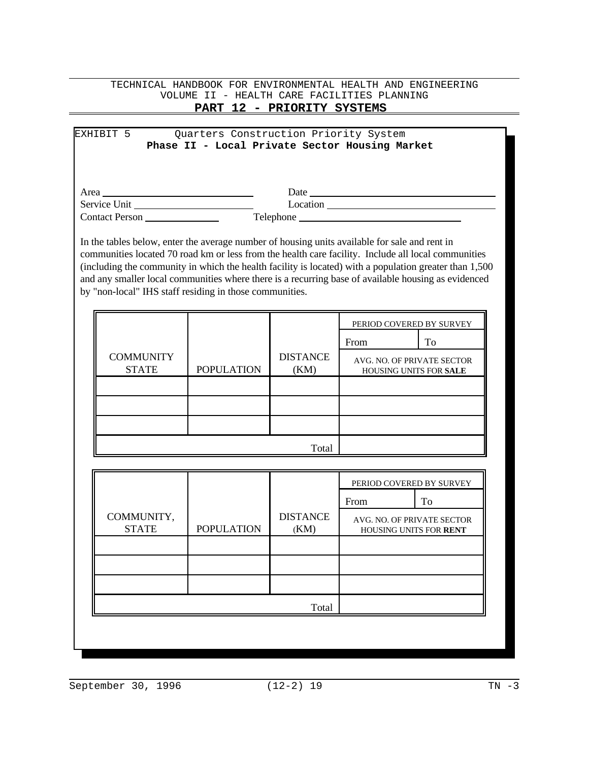EXHIBIT 5 Quarters Construction Priority System

**Phase II - Local Private Sector Housing Market**

Area ______________________ Date ______________________

Service Unit ______________________ Location ______________________

Contact Person ______________ Telephone ______________________

In the tables below, enter the average number of housing units available for sale and rent in communities located 70 road km or less from the health care facility. Include all local communities (including the community in which the health facility is located) with a population greater than 1,500 and any smaller local communities where there is a recurring base of available housing as evidenced by "non-local" IHS staff residing in those communities.

| COMMUNITY STATE | POPULATION | DISTANCE (KM) | PERIOD COVERED BY SURVEY | |
|---|---|---|---|---|
| | | | From | To |
| | | | AVG. NO. OF PRIVATE SECTOR HOUSING UNITS FOR **SALE** | |
| | | | | |
| | | | | |
| | | | | |
| | | Total | | |

| COMMUNITY, STATE | POPULATION | DISTANCE (KM) | PERIOD COVERED BY SURVEY | |
|---|---|---|---|---|
| | | | From | To |
| | | | AVG. NO. OF PRIVATE SECTOR HOUSING UNITS FOR **RENT** | |
| | | | | |
| | | | | |
| | | | | |
| | | Total | | |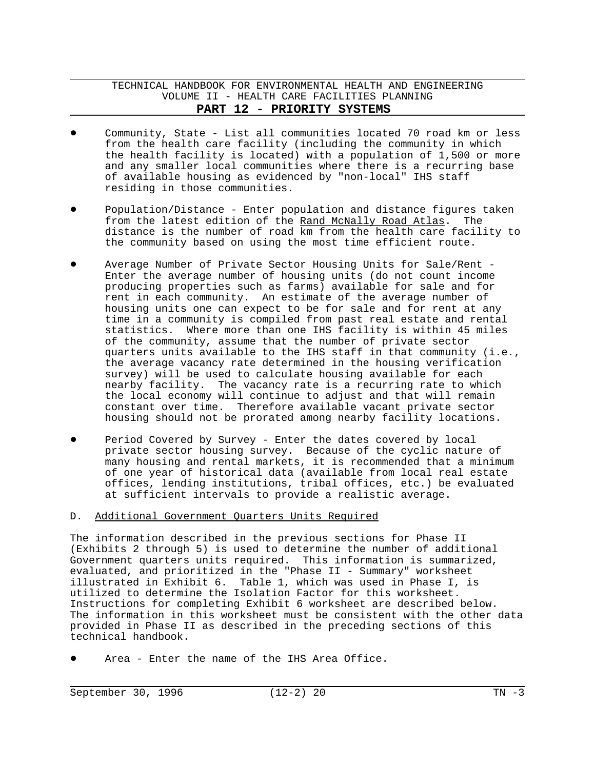- Community, State - List all communities located 70 road km or less from the health care facility (including the community in which the health facility is located) with a population of 1,500 or more and any smaller local communities where there is a recurring base of available housing as evidenced by "non-local" IHS staff residing in those communities.

- Population/Distance - Enter population and distance figures taken from the latest edition of the Rand McNally Road Atlas. The distance is the number of road km from the health care facility to the community based on using the most time efficient route.

- Average Number of Private Sector Housing Units for Sale/Rent - Enter the average number of housing units (do not count income producing properties such as farms) available for sale and for rent in each community. An estimate of the average number of housing units one can expect to be for sale and for rent at any time in a community is compiled from past real estate and rental statistics. Where more than one IHS facility is within 45 miles of the community, assume that the number of private sector quarters units available to the IHS staff in that community (i.e., the average vacancy rate determined in the housing verification survey) will be used to calculate housing available for each nearby facility. The vacancy rate is a recurring rate to which the local economy will continue to adjust and that will remain constant over time. Therefore available vacant private sector housing should not be prorated among nearby facility locations.

- Period Covered by Survey - Enter the dates covered by local private sector housing survey. Because of the cyclic nature of many housing and rental markets, it is recommended that a minimum of one year of historical data (available from local real estate offices, lending institutions, tribal offices, etc.) be evaluated at sufficient intervals to provide a realistic average.

D. Additional Government Quarters Units Required

The information described in the previous sections for Phase II (Exhibits 2 through 5) is used to determine the number of additional Government quarters units required. This information is summarized, evaluated, and prioritized in the "Phase II - Summary" worksheet illustrated in Exhibit 6. Table 1, which was used in Phase I, is utilized to determine the Isolation Factor for this worksheet. Instructions for completing Exhibit 6 worksheet are described below. The information in this worksheet must be consistent with the other data provided in Phase II as described in the preceding sections of this technical handbook.

- Area - Enter the name of the IHS Area Office.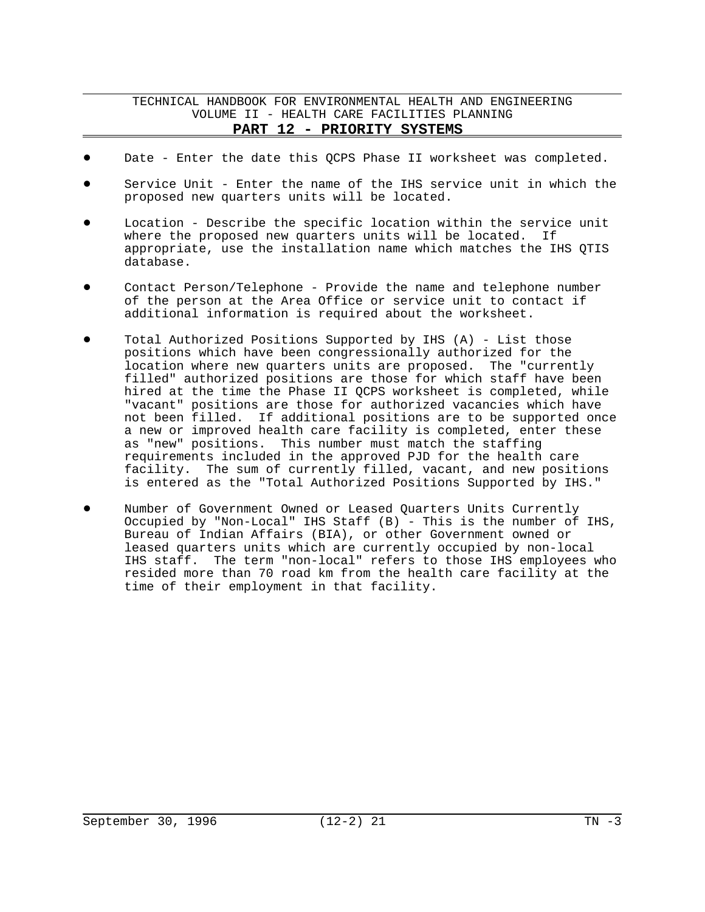- Date - Enter the date this QCPS Phase II worksheet was completed.

- Service Unit - Enter the name of the IHS service unit in which the proposed new quarters units will be located.

- Location - Describe the specific location within the service unit where the proposed new quarters units will be located. If appropriate, use the installation name which matches the IHS QTIS database.

- Contact Person/Telephone - Provide the name and telephone number of the person at the Area Office or service unit to contact if additional information is required about the worksheet.

- Total Authorized Positions Supported by IHS (A) - List those positions which have been congressionally authorized for the location where new quarters units are proposed. The "currently filled" authorized positions are those for which staff have been hired at the time the Phase II QCPS worksheet is completed, while "vacant" positions are those for authorized vacancies which have not been filled. If additional positions are to be supported once a new or improved health care facility is completed, enter these as "new" positions. This number must match the staffing requirements included in the approved PJD for the health care facility. The sum of currently filled, vacant, and new positions is entered as the "Total Authorized Positions Supported by IHS."

- Number of Government Owned or Leased Quarters Units Currently Occupied by "Non-Local" IHS Staff (B) - This is the number of IHS, Bureau of Indian Affairs (BIA), or other Government owned or leased quarters units which are currently occupied by non-local IHS staff. The term "non-local" refers to those IHS employees who resided more than 70 road km from the health care facility at the time of their employment in that facility.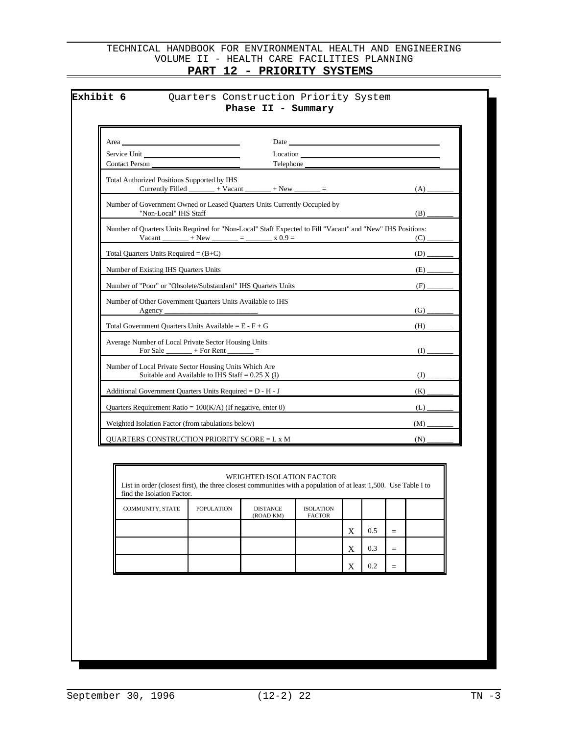**Exhibit 6** Quarters Construction Priority System

**Phase II - Summary**

| | |
|---|---|
| Area ______________________ | Date ______________________ |
| Service Unit ______________________ | Location ______________________ |
| Contact Person ______________________ | Telephone ______________________ |

| | |
|---|---|
| Total Authorized Positions Supported by IHS<br>Currently Filled _______ + Vacant _______ + New _______ = | (A) _______ |
| Number of Government Owned or Leased Quarters Units Currently Occupied by "Non-Local" IHS Staff | (B) _______ |
| Number of Quarters Units Required for "Non-Local" Staff Expected to Fill "Vacant" and "New" IHS Positions:<br>Vacant _______ + New _______ = _______ x 0.9 = | (C) _______ |
| Total Quarters Units Required = (B+C) | (D) _______ |
| Number of Existing IHS Quarters Units | (E) _______ |
| Number of "Poor" or "Obsolete/Substandard" IHS Quarters Units | (F) _______ |
| Number of Other Government Quarters Units Available to IHS<br>Agency ______________________ | (G) _______ |
| Total Government Quarters Units Available = E - F + G | (H) _______ |
| Average Number of Local Private Sector Housing Units<br>For Sale _______ + For Rent _______ = | (I) _______ |
| Number of Local Private Sector Housing Units Which Are Suitable and Available to IHS Staff = 0.25 X (I) | (J) _______ |
| Additional Government Quarters Units Required = D - H - J | (K) _______ |
| Quarters Requirement Ratio = 100(K/A) (If negative, enter 0) | (L) _______ |
| Weighted Isolation Factor (from tabulations below) | (M) _______ |
| QUARTERS CONSTRUCTION PRIORITY SCORE = L x M | (N) _______ |

WEIGHTED ISOLATION FACTOR

List in order (closest first), the three closest communities with a population of at least 1,500. Use Table I to find the Isolation Factor.

| COMMUNITY, STATE | POPULATION | DISTANCE (ROAD KM) | ISOLATION FACTOR | | | | |
|---|---|---|---|---|---|---|---|
| | | | | X | 0.5 | = | |
| | | | | X | 0.3 | = | |
| | | | | X | 0.2 | = | |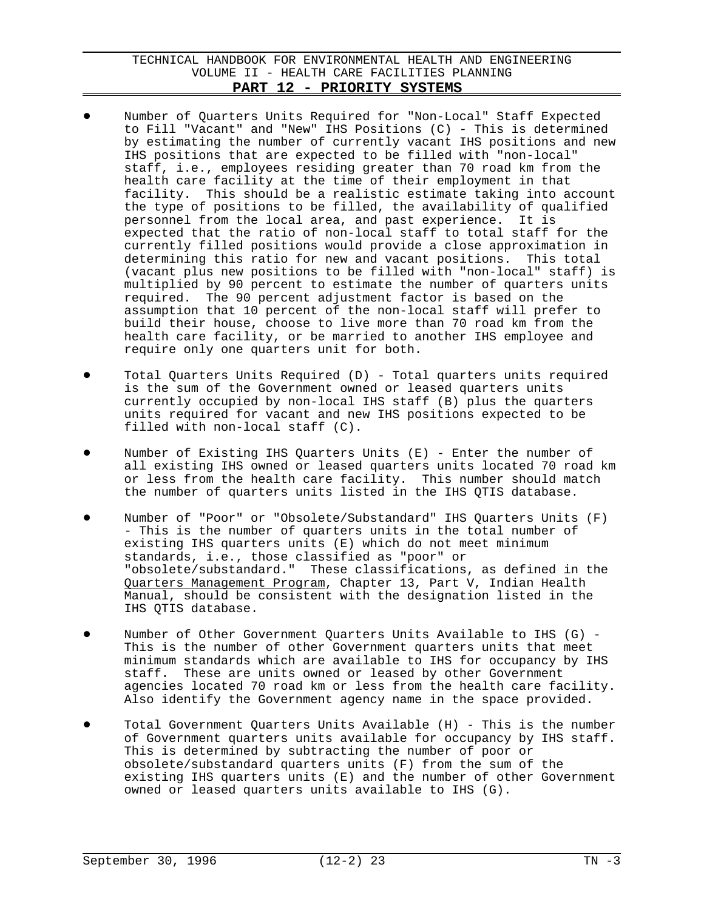- Number of Quarters Units Required for "Non-Local" Staff Expected to Fill "Vacant" and "New" IHS Positions (C) - This is determined by estimating the number of currently vacant IHS positions and new IHS positions that are expected to be filled with "non-local" staff, i.e., employees residing greater than 70 road km from the health care facility at the time of their employment in that facility. This should be a realistic estimate taking into account the type of positions to be filled, the availability of qualified personnel from the local area, and past experience. It is expected that the ratio of non-local staff to total staff for the currently filled positions would provide a close approximation in determining this ratio for new and vacant positions. This total (vacant plus new positions to be filled with "non-local" staff) is multiplied by 90 percent to estimate the number of quarters units required. The 90 percent adjustment factor is based on the assumption that 10 percent of the non-local staff will prefer to build their house, choose to live more than 70 road km from the health care facility, or be married to another IHS employee and require only one quarters unit for both.

- Total Quarters Units Required (D) - Total quarters units required is the sum of the Government owned or leased quarters units currently occupied by non-local IHS staff (B) plus the quarters units required for vacant and new IHS positions expected to be filled with non-local staff (C).

- Number of Existing IHS Quarters Units (E) - Enter the number of all existing IHS owned or leased quarters units located 70 road km or less from the health care facility. This number should match the number of quarters units listed in the IHS QTIS database.

- Number of "Poor" or "Obsolete/Substandard" IHS Quarters Units (F) - This is the number of quarters units in the total number of existing IHS quarters units (E) which do not meet minimum standards, i.e., those classified as "poor" or "obsolete/substandard." These classifications, as defined in the Quarters Management Program, Chapter 13, Part V, Indian Health Manual, should be consistent with the designation listed in the IHS QTIS database.

- Number of Other Government Quarters Units Available to IHS (G) - This is the number of other Government quarters units that meet minimum standards which are available to IHS for occupancy by IHS staff. These are units owned or leased by other Government agencies located 70 road km or less from the health care facility. Also identify the Government agency name in the space provided.

- Total Government Quarters Units Available (H) - This is the number of Government quarters units available for occupancy by IHS staff. This is determined by subtracting the number of poor or obsolete/substandard quarters units (F) from the sum of the existing IHS quarters units (E) and the number of other Government owned or leased quarters units available to IHS (G).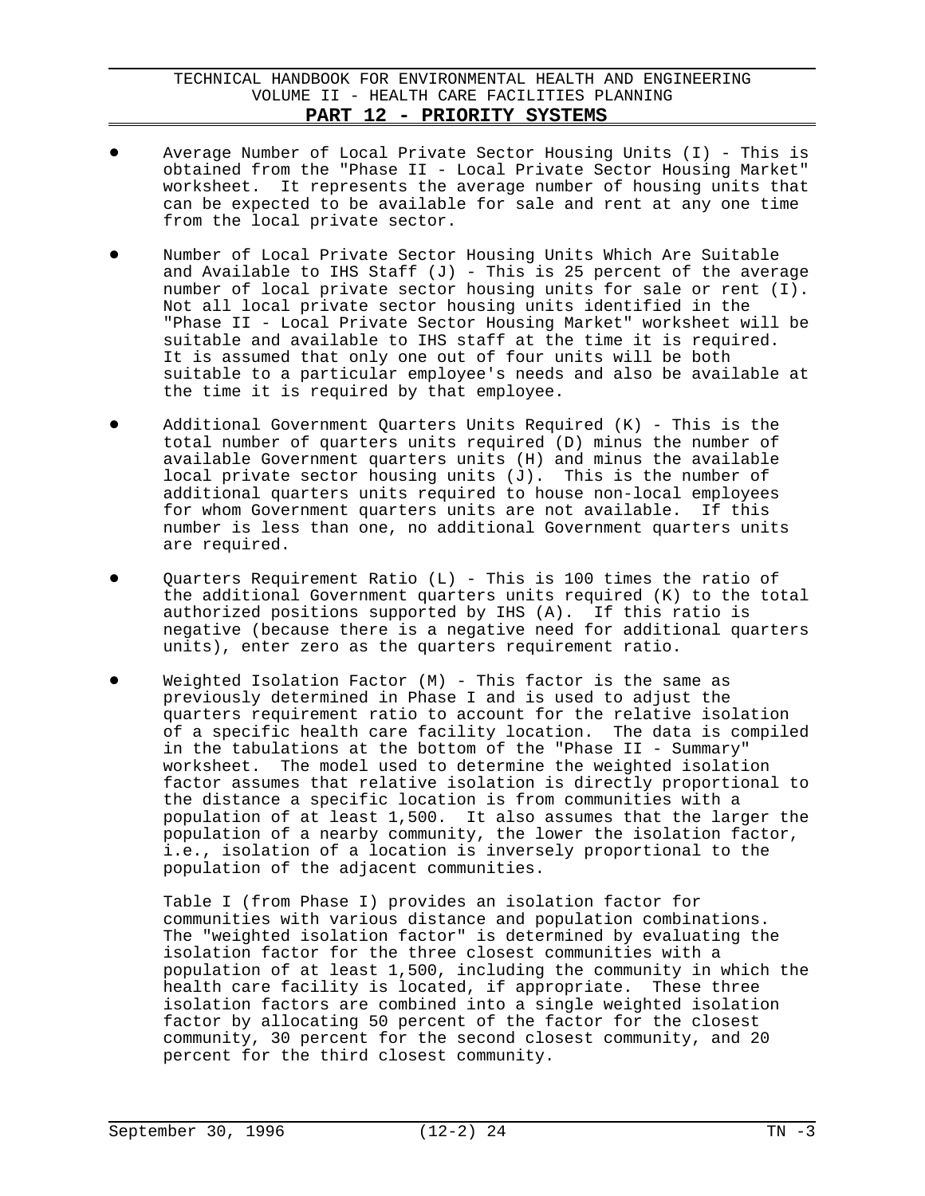- Average Number of Local Private Sector Housing Units (I) - This is obtained from the "Phase II - Local Private Sector Housing Market" worksheet. It represents the average number of housing units that can be expected to be available for sale and rent at any one time from the local private sector.

- Number of Local Private Sector Housing Units Which Are Suitable and Available to IHS Staff (J) - This is 25 percent of the average number of local private sector housing units for sale or rent (I). Not all local private sector housing units identified in the "Phase II - Local Private Sector Housing Market" worksheet will be suitable and available to IHS staff at the time it is required. It is assumed that only one out of four units will be both suitable to a particular employee's needs and also be available at the time it is required by that employee.

- Additional Government Quarters Units Required (K) - This is the total number of quarters units required (D) minus the number of available Government quarters units (H) and minus the available local private sector housing units (J). This is the number of additional quarters units required to house non-local employees for whom Government quarters units are not available. If this number is less than one, no additional Government quarters units are required.

- Quarters Requirement Ratio (L) - This is 100 times the ratio of the additional Government quarters units required (K) to the total authorized positions supported by IHS (A). If this ratio is negative (because there is a negative need for additional quarters units), enter zero as the quarters requirement ratio.

- Weighted Isolation Factor (M) - This factor is the same as previously determined in Phase I and is used to adjust the quarters requirement ratio to account for the relative isolation of a specific health care facility location. The data is compiled in the tabulations at the bottom of the "Phase II - Summary" worksheet. The model used to determine the weighted isolation factor assumes that relative isolation is directly proportional to the distance a specific location is from communities with a population of at least 1,500. It also assumes that the larger the population of a nearby community, the lower the isolation factor, i.e., isolation of a location is inversely proportional to the population of the adjacent communities.

  Table I (from Phase I) provides an isolation factor for communities with various distance and population combinations. The "weighted isolation factor" is determined by evaluating the isolation factor for the three closest communities with a population of at least 1,500, including the community in which the health care facility is located, if appropriate. These three isolation factors are combined into a single weighted isolation factor by allocating 50 percent of the factor for the closest community, 30 percent for the second closest community, and 20 percent for the third closest community.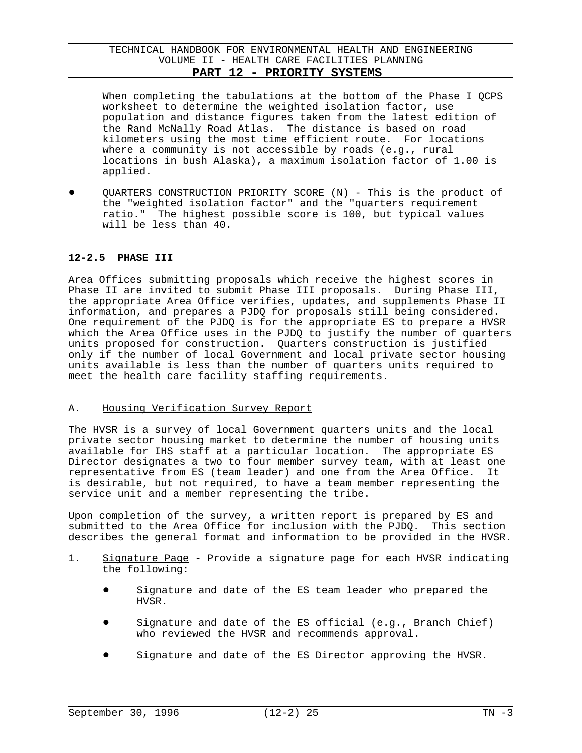When completing the tabulations at the bottom of the Phase I QCPS worksheet to determine the weighted isolation factor, use population and distance figures taken from the latest edition of the Rand McNally Road Atlas. The distance is based on road kilometers using the most time efficient route. For locations where a community is not accessible by roads (e.g., rural locations in bush Alaska), a maximum isolation factor of 1.00 is applied.

- QUARTERS CONSTRUCTION PRIORITY SCORE (N) - This is the product of the "weighted isolation factor" and the "quarters requirement ratio." The highest possible score is 100, but typical values will be less than 40.

### 12-2.5 PHASE III

Area Offices submitting proposals which receive the highest scores in Phase II are invited to submit Phase III proposals. During Phase III, the appropriate Area Office verifies, updates, and supplements Phase II information, and prepares a PJDQ for proposals still being considered. One requirement of the PJDQ is for the appropriate ES to prepare a HVSR which the Area Office uses in the PJDQ to justify the number of quarters units proposed for construction. Quarters construction is justified only if the number of local Government and local private sector housing units available is less than the number of quarters units required to meet the health care facility staffing requirements.

A. Housing Verification Survey Report

The HVSR is a survey of local Government quarters units and the local private sector housing market to determine the number of housing units available for IHS staff at a particular location. The appropriate ES Director designates a two to four member survey team, with at least one representative from ES (team leader) and one from the Area Office. It is desirable, but not required, to have a team member representing the service unit and a member representing the tribe.

Upon completion of the survey, a written report is prepared by ES and submitted to the Area Office for inclusion with the PJDQ. This section describes the general format and information to be provided in the HVSR.

1. Signature Page - Provide a signature page for each HVSR indicating the following:

   - Signature and date of the ES team leader who prepared the HVSR.
   - Signature and date of the ES official (e.g., Branch Chief) who reviewed the HVSR and recommends approval.
   - Signature and date of the ES Director approving the HVSR.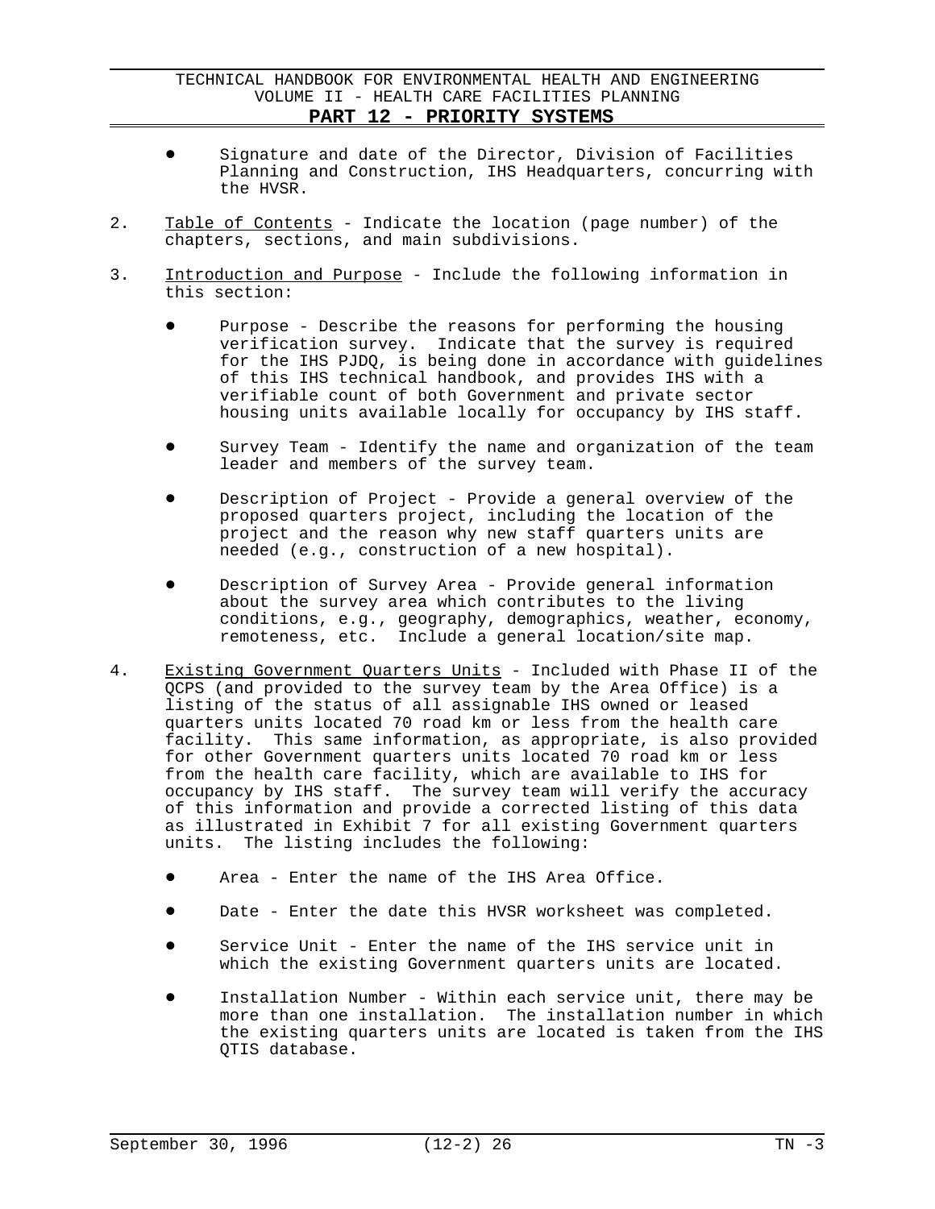- Signature and date of the Director, Division of Facilities Planning and Construction, IHS Headquarters, concurring with the HVSR.

2. Table of Contents - Indicate the location (page number) of the chapters, sections, and main subdivisions.

3. Introduction and Purpose - Include the following information in this section:

   - Purpose - Describe the reasons for performing the housing verification survey. Indicate that the survey is required for the IHS PJDQ, is being done in accordance with guidelines of this IHS technical handbook, and provides IHS with a verifiable count of both Government and private sector housing units available locally for occupancy by IHS staff.

   - Survey Team - Identify the name and organization of the team leader and members of the survey team.

   - Description of Project - Provide a general overview of the proposed quarters project, including the location of the project and the reason why new staff quarters units are needed (e.g., construction of a new hospital).

   - Description of Survey Area - Provide general information about the survey area which contributes to the living conditions, e.g., geography, demographics, weather, economy, remoteness, etc. Include a general location/site map.

4. Existing Government Quarters Units - Included with Phase II of the QCPS (and provided to the survey team by the Area Office) is a listing of the status of all assignable IHS owned or leased quarters units located 70 road km or less from the health care facility. This same information, as appropriate, is also provided for other Government quarters units located 70 road km or less from the health care facility, which are available to IHS for occupancy by IHS staff. The survey team will verify the accuracy of this information and provide a corrected listing of this data as illustrated in Exhibit 7 for all existing Government quarters units. The listing includes the following:

   - Area - Enter the name of the IHS Area Office.

   - Date - Enter the date this HVSR worksheet was completed.

   - Service Unit - Enter the name of the IHS service unit in which the existing Government quarters units are located.

   - Installation Number - Within each service unit, there may be more than one installation. The installation number in which the existing quarters units are located is taken from the IHS QTIS database.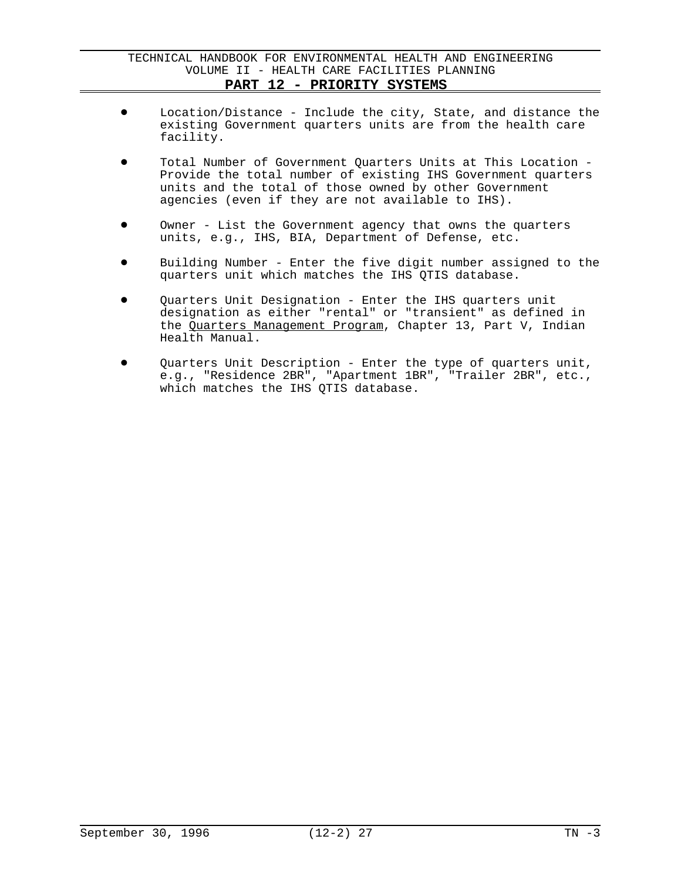- Location/Distance - Include the city, State, and distance the existing Government quarters units are from the health care facility.

- Total Number of Government Quarters Units at This Location - Provide the total number of existing IHS Government quarters units and the total of those owned by other Government agencies (even if they are not available to IHS).

- Owner - List the Government agency that owns the quarters units, e.g., IHS, BIA, Department of Defense, etc.

- Building Number - Enter the five digit number assigned to the quarters unit which matches the IHS QTIS database.

- Quarters Unit Designation - Enter the IHS quarters unit designation as either "rental" or "transient" as defined in the Quarters Management Program, Chapter 13, Part V, Indian Health Manual.

- Quarters Unit Description - Enter the type of quarters unit, e.g., "Residence 2BR", "Apartment 1BR", "Trailer 2BR", etc., which matches the IHS QTIS database.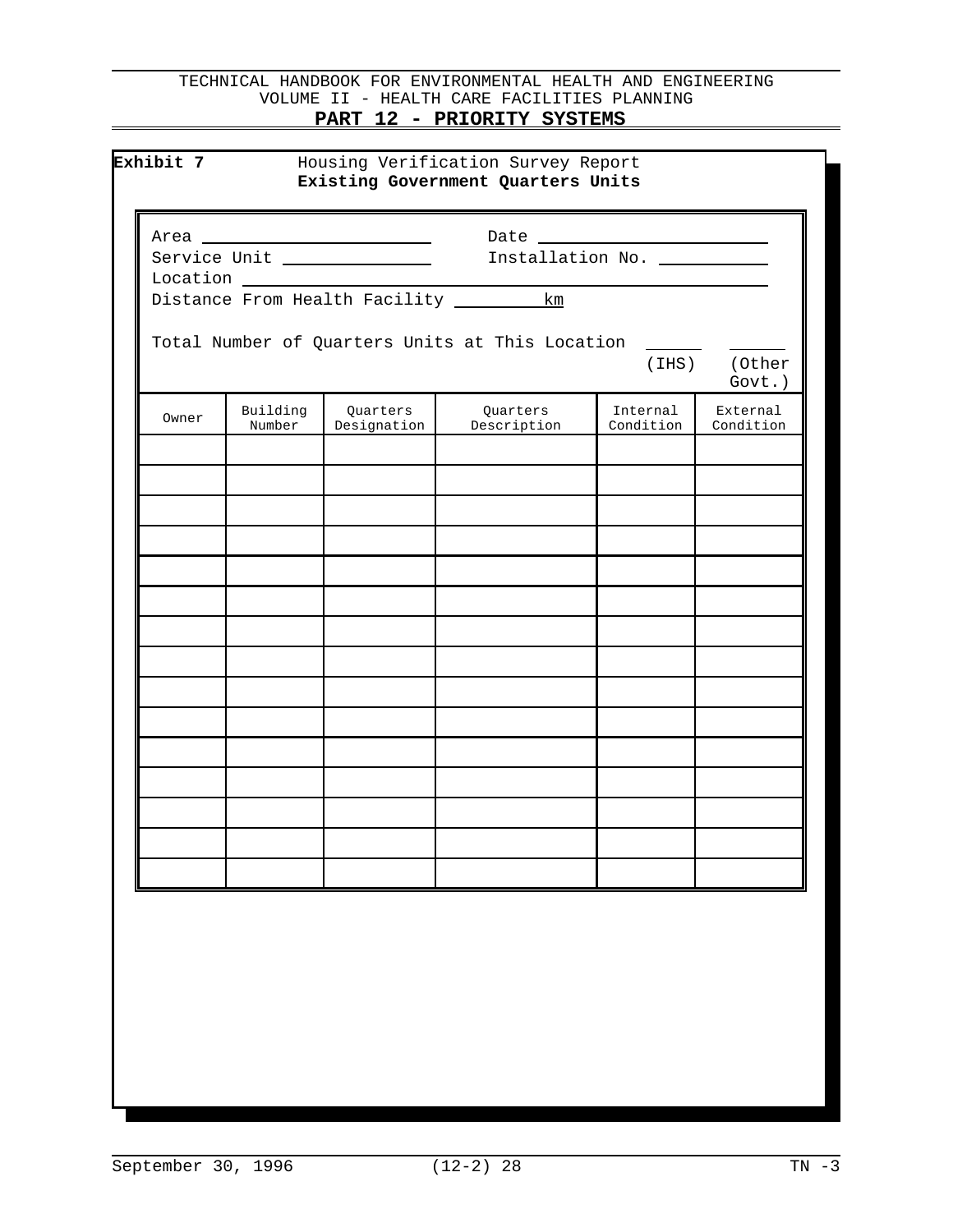**Exhibit 7** Housing Verification Survey Report
**Existing Government Quarters Units**

Area ______________________ Date ______________________

Service Unit ______________ Installation No. ___________

Location ____________________________________________________

Distance From Health Facility ________km

Total Number of Quarters Units at This Location ______ (IHS) ______ (Other Govt.)

| Owner | Building Number | Quarters Designation | Quarters Description | Internal Condition | External Condition |
|---|---|---|---|---|---|
| | | | | | |
| | | | | | |
| | | | | | |
| | | | | | |
| | | | | | |
| | | | | | |
| | | | | | |
| | | | | | |
| | | | | | |
| | | | | | |
| | | | | | |
| | | | | | |
| | | | | | |
| | | | | | |
| | | | | | |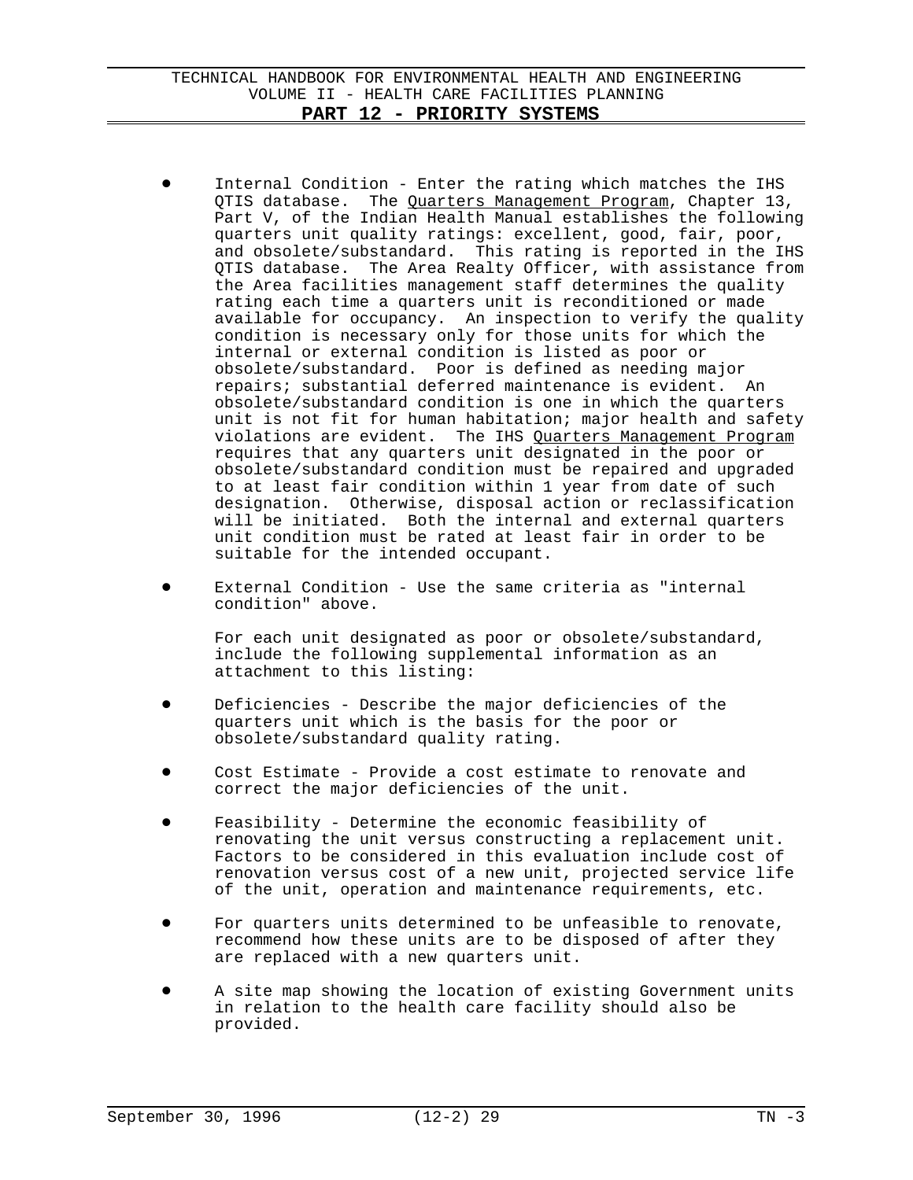- Internal Condition - Enter the rating which matches the IHS QTIS database. The Quarters Management Program, Chapter 13, Part V, of the Indian Health Manual establishes the following quarters unit quality ratings: excellent, good, fair, poor, and obsolete/substandard. This rating is reported in the IHS QTIS database. The Area Realty Officer, with assistance from the Area facilities management staff determines the quality rating each time a quarters unit is reconditioned or made available for occupancy. An inspection to verify the quality condition is necessary only for those units for which the internal or external condition is listed as poor or obsolete/substandard. Poor is defined as needing major repairs; substantial deferred maintenance is evident. An obsolete/substandard condition is one in which the quarters unit is not fit for human habitation; major health and safety violations are evident. The IHS Quarters Management Program requires that any quarters unit designated in the poor or obsolete/substandard condition must be repaired and upgraded to at least fair condition within 1 year from date of such designation. Otherwise, disposal action or reclassification will be initiated. Both the internal and external quarters unit condition must be rated at least fair in order to be suitable for the intended occupant.

- External Condition - Use the same criteria as "internal condition" above.

  For each unit designated as poor or obsolete/substandard, include the following supplemental information as an attachment to this listing:

- Deficiencies - Describe the major deficiencies of the quarters unit which is the basis for the poor or obsolete/substandard quality rating.

- Cost Estimate - Provide a cost estimate to renovate and correct the major deficiencies of the unit.

- Feasibility - Determine the economic feasibility of renovating the unit versus constructing a replacement unit. Factors to be considered in this evaluation include cost of renovation versus cost of a new unit, projected service life of the unit, operation and maintenance requirements, etc.

- For quarters units determined to be unfeasible to renovate, recommend how these units are to be disposed of after they are replaced with a new quarters unit.

- A site map showing the location of existing Government units in relation to the health care facility should also be provided.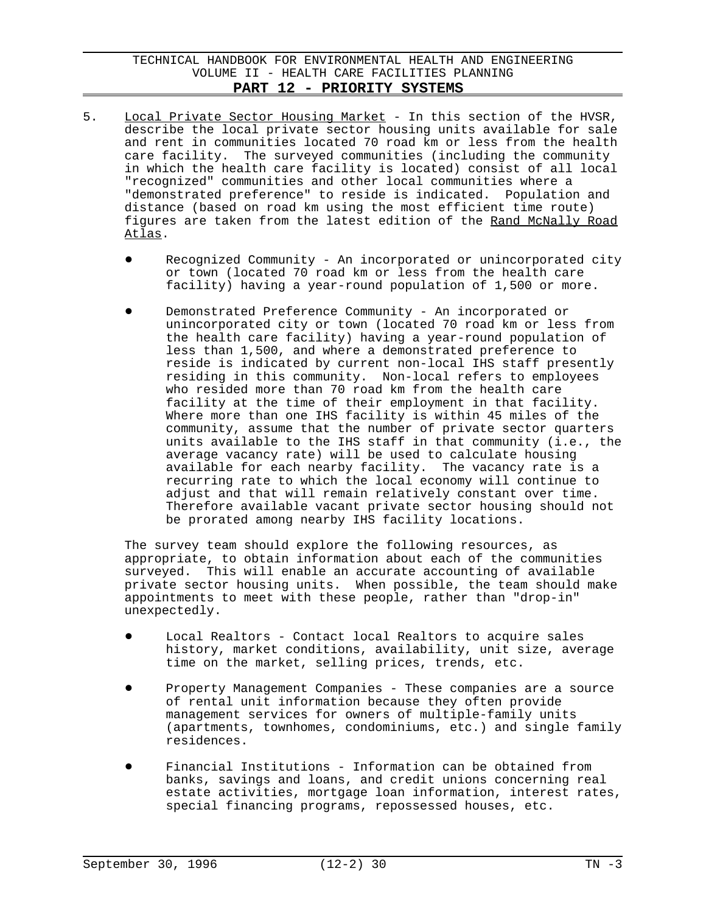5. Local Private Sector Housing Market - In this section of the HVSR, describe the local private sector housing units available for sale and rent in communities located 70 road km or less from the health care facility. The surveyed communities (including the community in which the health care facility is located) consist of all local "recognized" communities and other local communities where a "demonstrated preference" to reside is indicated. Population and distance (based on road km using the most efficient time route) figures are taken from the latest edition of the Rand McNally Road Atlas.

   - Recognized Community - An incorporated or unincorporated city or town (located 70 road km or less from the health care facility) having a year-round population of 1,500 or more.

   - Demonstrated Preference Community - An incorporated or unincorporated city or town (located 70 road km or less from the health care facility) having a year-round population of less than 1,500, and where a demonstrated preference to reside is indicated by current non-local IHS staff presently residing in this community. Non-local refers to employees who resided more than 70 road km from the health care facility at the time of their employment in that facility. Where more than one IHS facility is within 45 miles of the community, assume that the number of private sector quarters units available to the IHS staff in that community (i.e., the average vacancy rate) will be used to calculate housing available for each nearby facility. The vacancy rate is a recurring rate to which the local economy will continue to adjust and that will remain relatively constant over time. Therefore available vacant private sector housing should not be prorated among nearby IHS facility locations.

   The survey team should explore the following resources, as appropriate, to obtain information about each of the communities surveyed. This will enable an accurate accounting of available private sector housing units. When possible, the team should make appointments to meet with these people, rather than "drop-in" unexpectedly.

   - Local Realtors - Contact local Realtors to acquire sales history, market conditions, availability, unit size, average time on the market, selling prices, trends, etc.

   - Property Management Companies - These companies are a source of rental unit information because they often provide management services for owners of multiple-family units (apartments, townhomes, condominiums, etc.) and single family residences.

   - Financial Institutions - Information can be obtained from banks, savings and loans, and credit unions concerning real estate activities, mortgage loan information, interest rates, special financing programs, repossessed houses, etc.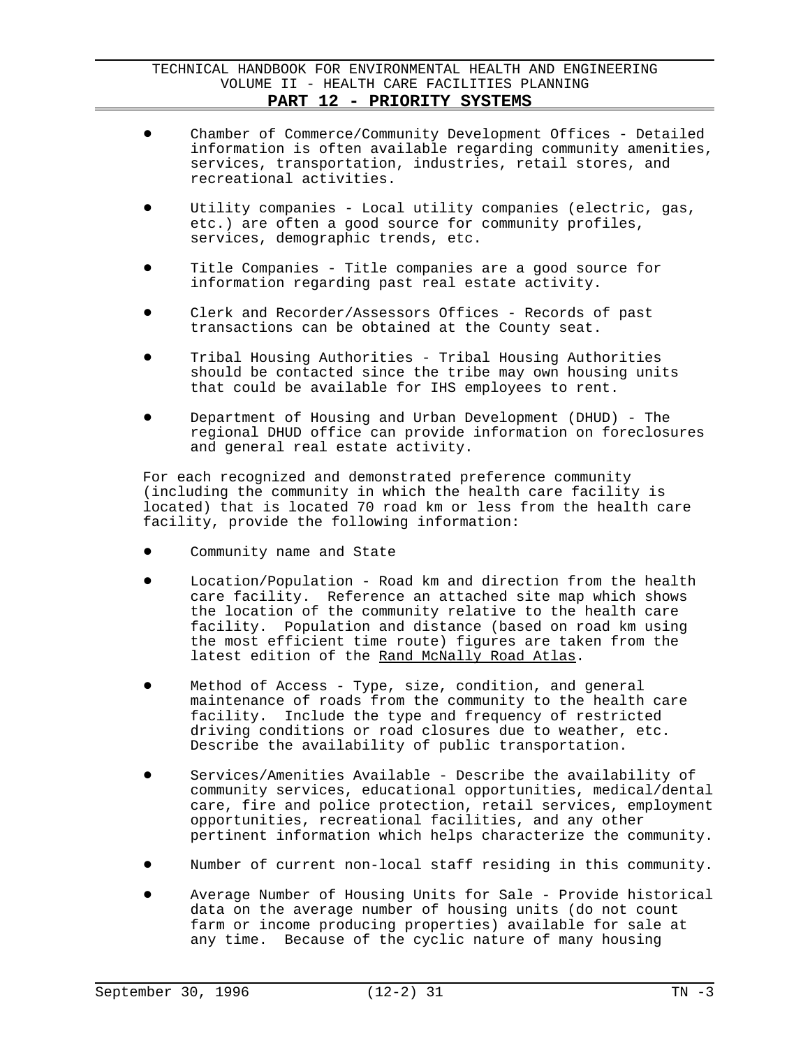- Chamber of Commerce/Community Development Offices - Detailed information is often available regarding community amenities, services, transportation, industries, retail stores, and recreational activities.

- Utility companies - Local utility companies (electric, gas, etc.) are often a good source for community profiles, services, demographic trends, etc.

- Title Companies - Title companies are a good source for information regarding past real estate activity.

- Clerk and Recorder/Assessors Offices - Records of past transactions can be obtained at the County seat.

- Tribal Housing Authorities - Tribal Housing Authorities should be contacted since the tribe may own housing units that could be available for IHS employees to rent.

- Department of Housing and Urban Development (DHUD) - The regional DHUD office can provide information on foreclosures and general real estate activity.

For each recognized and demonstrated preference community (including the community in which the health care facility is located) that is located 70 road km or less from the health care facility, provide the following information:

- Community name and State

- Location/Population - Road km and direction from the health care facility. Reference an attached site map which shows the location of the community relative to the health care facility. Population and distance (based on road km using the most efficient time route) figures are taken from the latest edition of the Rand McNally Road Atlas.

- Method of Access - Type, size, condition, and general maintenance of roads from the community to the health care facility. Include the type and frequency of restricted driving conditions or road closures due to weather, etc. Describe the availability of public transportation.

- Services/Amenities Available - Describe the availability of community services, educational opportunities, medical/dental care, fire and police protection, retail services, employment opportunities, recreational facilities, and any other pertinent information which helps characterize the community.

- Number of current non-local staff residing in this community.

- Average Number of Housing Units for Sale - Provide historical data on the average number of housing units (do not count farm or income producing properties) available for sale at any time. Because of the cyclic nature of many housing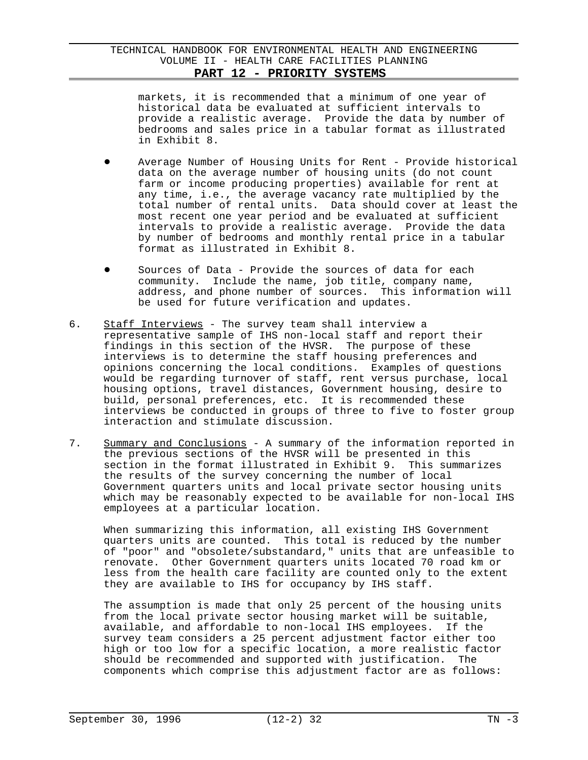markets, it is recommended that a minimum of one year of historical data be evaluated at sufficient intervals to provide a realistic average. Provide the data by number of bedrooms and sales price in a tabular format as illustrated in Exhibit 8.

- Average Number of Housing Units for Rent - Provide historical data on the average number of housing units (do not count farm or income producing properties) available for rent at any time, i.e., the average vacancy rate multiplied by the total number of rental units. Data should cover at least the most recent one year period and be evaluated at sufficient intervals to provide a realistic average. Provide the data by number of bedrooms and monthly rental price in a tabular format as illustrated in Exhibit 8.

- Sources of Data - Provide the sources of data for each community. Include the name, job title, company name, address, and phone number of sources. This information will be used for future verification and updates.

6. Staff Interviews - The survey team shall interview a representative sample of IHS non-local staff and report their findings in this section of the HVSR. The purpose of these interviews is to determine the staff housing preferences and opinions concerning the local conditions. Examples of questions would be regarding turnover of staff, rent versus purchase, local housing options, travel distances, Government housing, desire to build, personal preferences, etc. It is recommended these interviews be conducted in groups of three to five to foster group interaction and stimulate discussion.

7. Summary and Conclusions - A summary of the information reported in the previous sections of the HVSR will be presented in this section in the format illustrated in Exhibit 9. This summarizes the results of the survey concerning the number of local Government quarters units and local private sector housing units which may be reasonably expected to be available for non-local IHS employees at a particular location.

   When summarizing this information, all existing IHS Government quarters units are counted. This total is reduced by the number of "poor" and "obsolete/substandard," units that are unfeasible to renovate. Other Government quarters units located 70 road km or less from the health care facility are counted only to the extent they are available to IHS for occupancy by IHS staff.

   The assumption is made that only 25 percent of the housing units from the local private sector housing market will be suitable, available, and affordable to non-local IHS employees. If the survey team considers a 25 percent adjustment factor either too high or too low for a specific location, a more realistic factor should be recommended and supported with justification. The components which comprise this adjustment factor are as follows: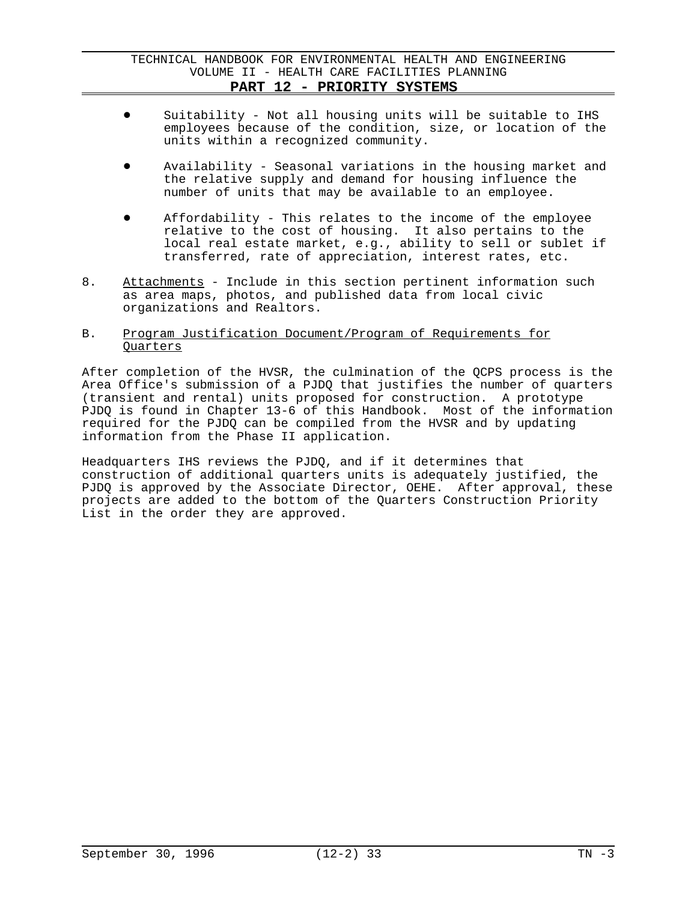- Suitability - Not all housing units will be suitable to IHS employees because of the condition, size, or location of the units within a recognized community.

- Availability - Seasonal variations in the housing market and the relative supply and demand for housing influence the number of units that may be available to an employee.

- Affordability - This relates to the income of the employee relative to the cost of housing. It also pertains to the local real estate market, e.g., ability to sell or sublet if transferred, rate of appreciation, interest rates, etc.

8. Attachments - Include in this section pertinent information such as area maps, photos, and published data from local civic organizations and Realtors.

B. Program Justification Document/Program of Requirements for Quarters

After completion of the HVSR, the culmination of the QCPS process is the Area Office's submission of a PJDQ that justifies the number of quarters (transient and rental) units proposed for construction. A prototype PJDQ is found in Chapter 13-6 of this Handbook. Most of the information required for the PJDQ can be compiled from the HVSR and by updating information from the Phase II application.

Headquarters IHS reviews the PJDQ, and if it determines that construction of additional quarters units is adequately justified, the PJDQ is approved by the Associate Director, OEHE. After approval, these projects are added to the bottom of the Quarters Construction Priority List in the order they are approved.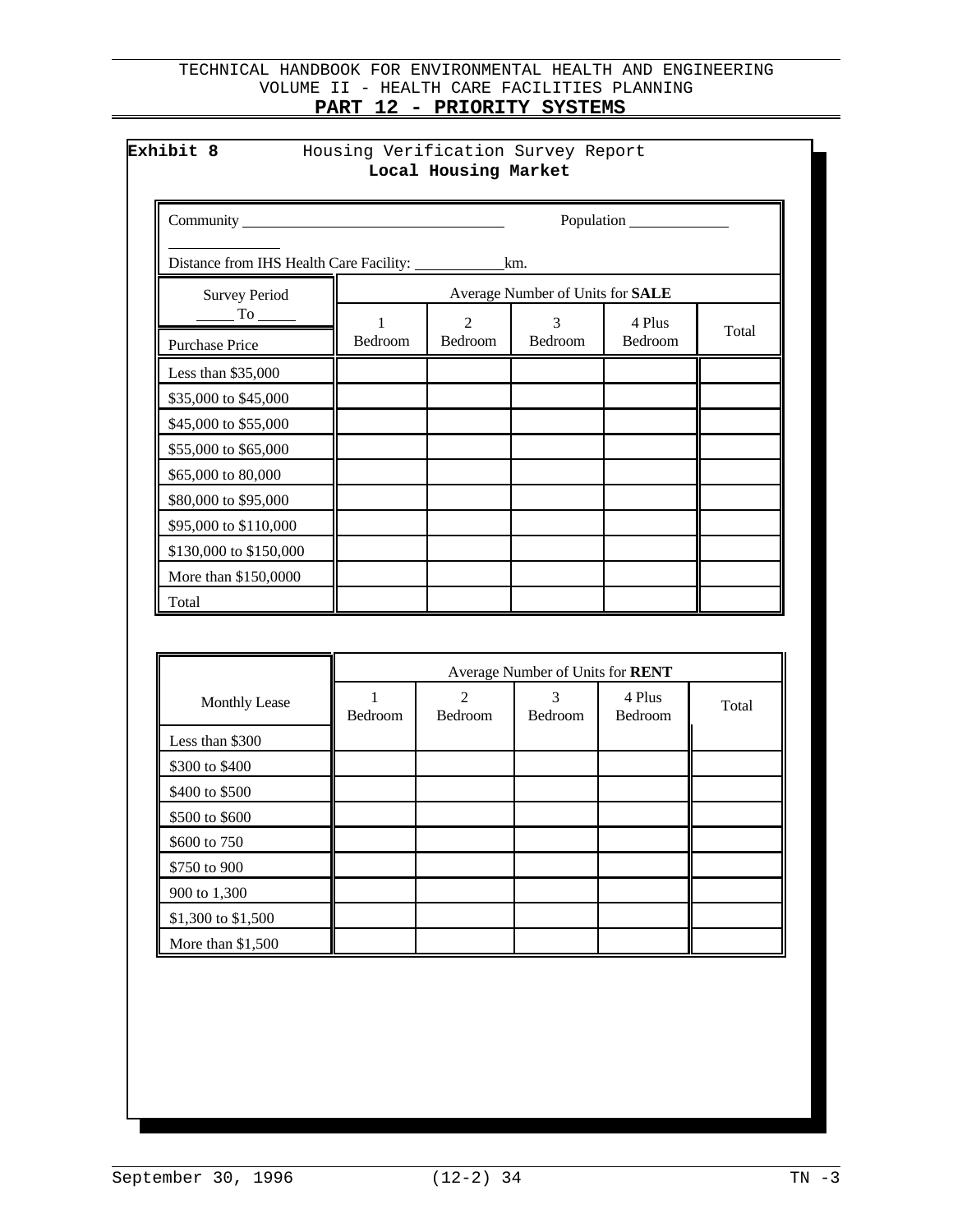**Exhibit 8** Housing Verification Survey Report

**Local Housing Market**

Community ____________________ Population ____________

____________

Distance from IHS Health Care Facility: __________km.

| Survey Period ____ To ____ | Average Number of Units for **SALE** | | | | |
|---|---|---|---|---|---|
| Purchase Price | 1 Bedroom | 2 Bedroom | 3 Bedroom | 4 Plus Bedroom | Total |
| Less than $35,000 | | | | | |
| $35,000 to $45,000 | | | | | |
| $45,000 to $55,000 | | | | | |
| $55,000 to $65,000 | | | | | |
| $65,000 to 80,000 | | | | | |
| $80,000 to $95,000 | | | | | |
| $95,000 to $110,000 | | | | | |
| $130,000 to $150,000 | | | | | |
| More than $150,0000 | | | | | |
| Total | | | | | |

| | Average Number of Units for **RENT** | | | | |
|---|---|---|---|---|---|
| Monthly Lease | 1 Bedroom | 2 Bedroom | 3 Bedroom | 4 Plus Bedroom | Total |
| Less than $300 | | | | | |
| $300 to $400 | | | | | |
| $400 to $500 | | | | | |
| $500 to $600 | | | | | |
| $600 to 750 | | | | | |
| $750 to 900 | | | | | |
| 900 to 1,300 | | | | | |
| $1,300 to $1,500 | | | | | |
| More than $1,500 | | | | | |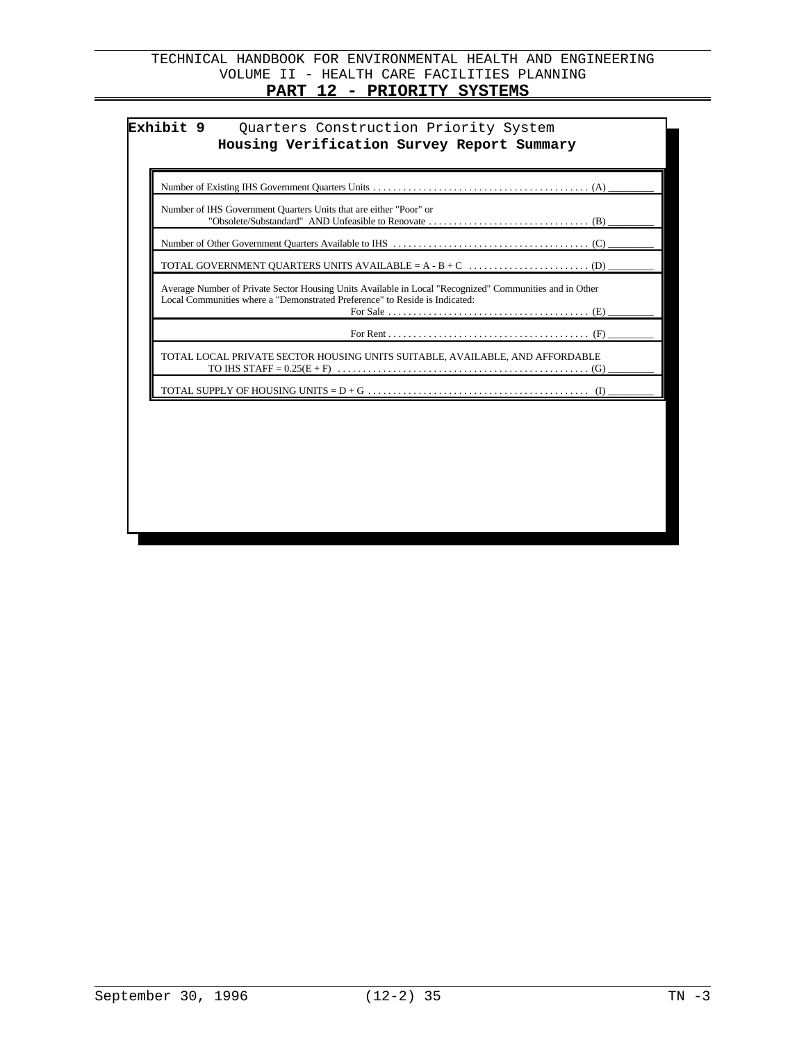**Exhibit 9** Quarters Construction Priority System

**Housing Verification Survey Report Summary**

| | |
|---|---|
| Number of Existing IHS Government Quarters Units . . . . . . . . . . . . . . . . . . . . . . . . . . . . . . . . . . . . . . . . . . . (A) | ________ |
| Number of IHS Government Quarters Units that are either "Poor" or "Obsolete/Substandard" AND Unfeasible to Renovate . . . . . . . . . . . . . . . . . . . . . . . . . . . . . . . . (B) | ________ |
| Number of Other Government Quarters Available to IHS . . . . . . . . . . . . . . . . . . . . . . . . . . . . . . . . . . . . . . (C) | ________ |
| TOTAL GOVERNMENT QUARTERS UNITS AVAILABLE = A - B + C . . . . . . . . . . . . . . . . . . . . . . . . (D) | ________ |
| Average Number of Private Sector Housing Units Available in Local "Recognized" Communities and in Other Local Communities where a "Demonstrated Preference" to Reside is Indicated: For Sale . . . . . . . . . . . . . . . . . . . . . . . . . . . . . . . . . . . . . . . (E) | ________ |
| For Rent . . . . . . . . . . . . . . . . . . . . . . . . . . . . . . . . . . . . . . . (F) | ________ |
| TOTAL LOCAL PRIVATE SECTOR HOUSING UNITS SUITABLE, AVAILABLE, AND AFFORDABLE TO IHS STAFF = 0.25(E + F) . . . . . . . . . . . . . . . . . . . . . . . . . . . . . . . . . . . . . . . . . . . . . . . . . (G) | ________ |
| TOTAL SUPPLY OF HOUSING UNITS = D + G . . . . . . . . . . . . . . . . . . . . . . . . . . . . . . . . . . . . . . . . . . . (I) | ________ |